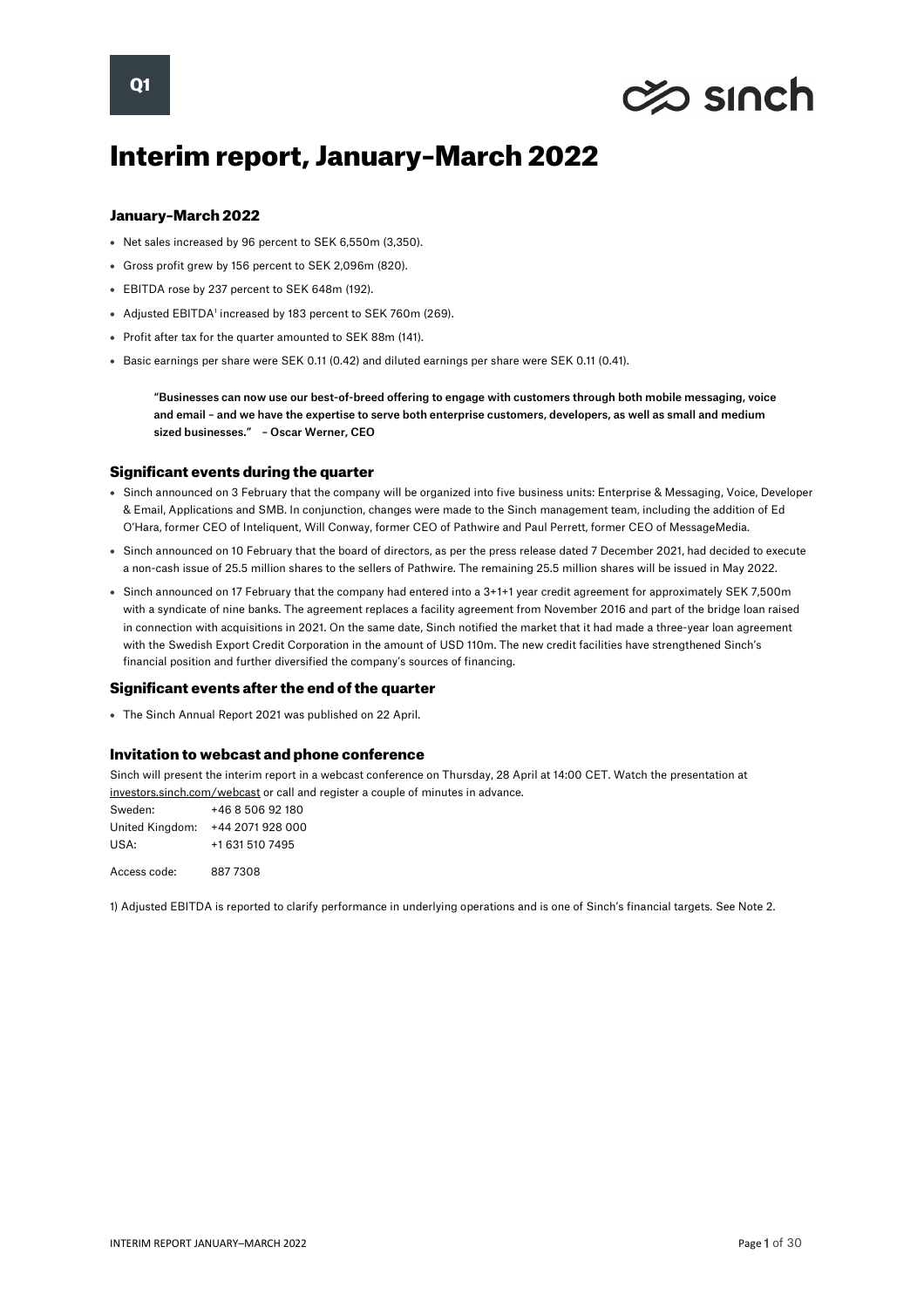Q1

# Interim report, January–March 2022

### January–March 2022

- Net sales increased by 96 percent to SEK 6,550m (3,350).
- Gross profit grew by 156 percent to SEK 2,096m (820).
- EBITDA rose by 237 percent to SEK 648m (192).
- Adjusted EBITDA[1] increased by 183 percent to SEK 760m (269).
- Profit after tax for the quarter amounted to SEK 88m (141).
- Basic earnings per share were SEK 0.11 (0.42) and diluted earnings per share were SEK 0.11 (0.41).

> **"Businesses can now use our best-of-breed offering to engage with customers through both mobile messaging, voice and email – and we have the expertise to serve both enterprise customers, developers, as well as small and medium sized businesses." – Oscar Werner, CEO**

### Significant events during the quarter

- Sinch announced on 3 February that the company will be organized into five business units: Enterprise & Messaging, Voice, Developer & Email, Applications and SMB. In conjunction, changes were made to the Sinch management team, including the addition of Ed O'Hara, former CEO of Inteliquent, Will Conway, former CEO of Pathwire and Paul Perrett, former CEO of MessageMedia.
- Sinch announced on 10 February that the board of directors, as per the press release dated 7 December 2021, had decided to execute a non-cash issue of 25.5 million shares to the sellers of Pathwire. The remaining 25.5 million shares will be issued in May 2022.
- Sinch announced on 17 February that the company had entered into a 3+1+1 year credit agreement for approximately SEK 7,500m with a syndicate of nine banks. The agreement replaces a facility agreement from November 2016 and part of the bridge loan raised in connection with acquisitions in 2021. On the same date, Sinch notified the market that it had made a three-year loan agreement with the Swedish Export Credit Corporation in the amount of USD 110m. The new credit facilities have strengthened Sinch's financial position and further diversified the company's sources of financing.

### Significant events after the end of the quarter

- The Sinch Annual Report 2021 was published on 22 April.

### Invitation to webcast and phone conference

Sinch will present the interim report in a webcast conference on Thursday, 28 April at 14:00 CET. Watch the presentation at investors.sinch.com/webcast or call and register a couple of minutes in advance.

| | |
|---|---|
| Sweden: | +46 8 506 92 180 |
| United Kingdom: | +44 2071 928 000 |
| USA: | +1 631 510 7495 |
| Access code: | 887 7308 |

1) Adjusted EBITDA is reported to clarify performance in underlying operations and is one of Sinch's financial targets. See Note 2.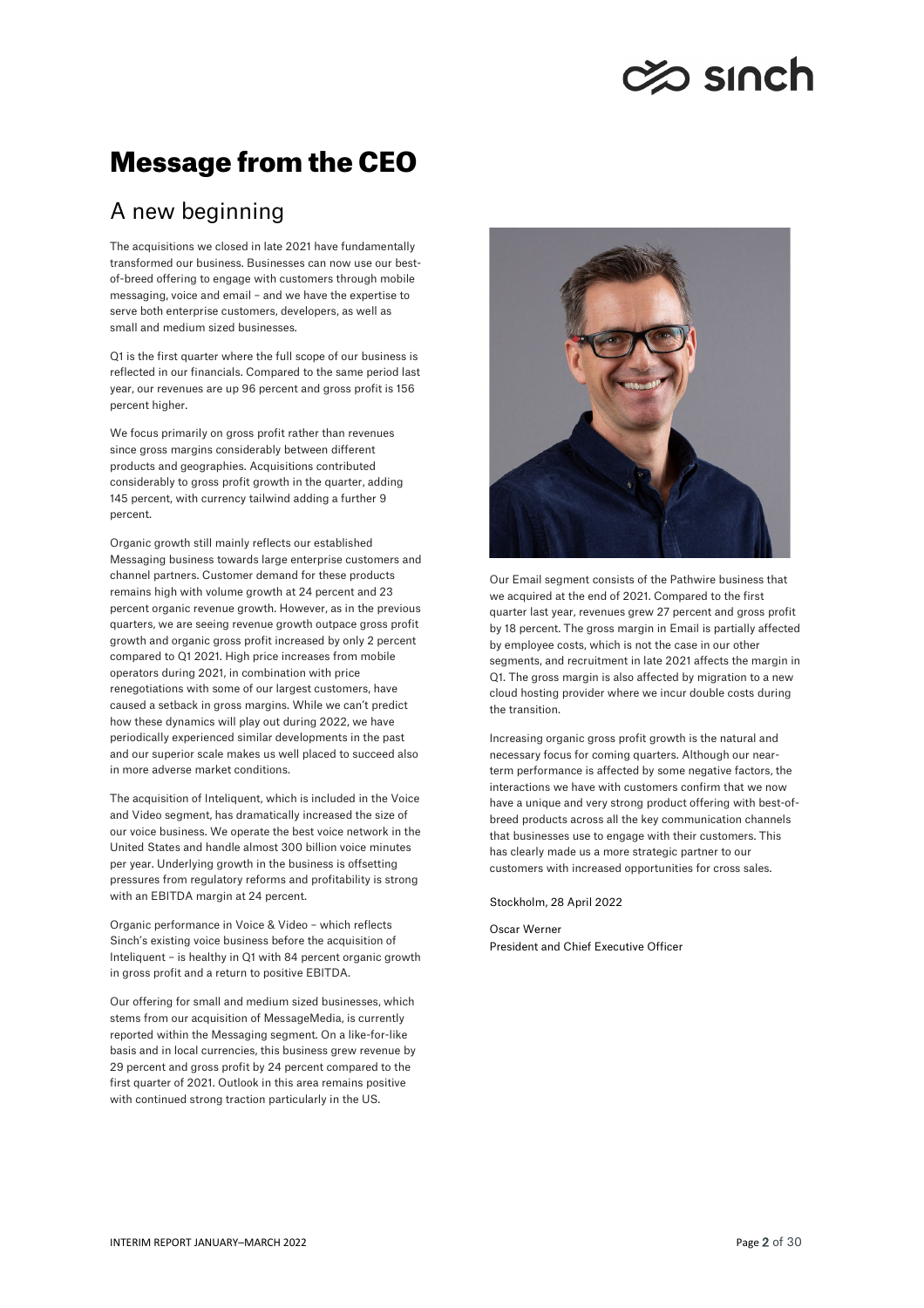# Message from the CEO

## A new beginning

The acquisitions we closed in late 2021 have fundamentally transformed our business. Businesses can now use our best-of-breed offering to engage with customers through mobile messaging, voice and email – and we have the expertise to serve both enterprise customers, developers, as well as small and medium sized businesses.

Q1 is the first quarter where the full scope of our business is reflected in our financials. Compared to the same period last year, our revenues are up 96 percent and gross profit is 156 percent higher.

We focus primarily on gross profit rather than revenues since gross margins considerably between different products and geographies. Acquisitions contributed considerably to gross profit growth in the quarter, adding 145 percent, with currency tailwind adding a further 9 percent.

Organic growth still mainly reflects our established Messaging business towards large enterprise customers and channel partners. Customer demand for these products remains high with volume growth at 24 percent and 23 percent organic revenue growth. However, as in the previous quarters, we are seeing revenue growth outpace gross profit growth and organic gross profit increased by only 2 percent compared to Q1 2021. High price increases from mobile operators during 2021, in combination with price renegotiations with some of our largest customers, have caused a setback in gross margins. While we can't predict how these dynamics will play out during 2022, we have periodically experienced similar developments in the past and our superior scale makes us well placed to succeed also in more adverse market conditions.

The acquisition of Inteliquent, which is included in the Voice and Video segment, has dramatically increased the size of our voice business. We operate the best voice network in the United States and handle almost 300 billion voice minutes per year. Underlying growth in the business is offsetting pressures from regulatory reforms and profitability is strong with an EBITDA margin at 24 percent.

Organic performance in Voice & Video – which reflects Sinch's existing voice business before the acquisition of Inteliquent – is healthy in Q1 with 84 percent organic growth in gross profit and a return to positive EBITDA.

Our offering for small and medium sized businesses, which stems from our acquisition of MessageMedia, is currently reported within the Messaging segment. On a like-for-like basis and in local currencies, this business grew revenue by 29 percent and gross profit by 24 percent compared to the first quarter of 2021. Outlook in this area remains positive with continued strong traction particularly in the US.

Our Email segment consists of the Pathwire business that we acquired at the end of 2021. Compared to the first quarter last year, revenues grew 27 percent and gross profit by 18 percent. The gross margin in Email is partially affected by employee costs, which is not the case in our other segments, and recruitment in late 2021 affects the margin in Q1. The gross margin is also affected by migration to a new cloud hosting provider where we incur double costs during the transition.

Increasing organic gross profit growth is the natural and necessary focus for coming quarters. Although our near-term performance is affected by some negative factors, the interactions we have with customers confirm that we now have a unique and very strong product offering with best-of-breed products across all the key communication channels that businesses use to engage with their customers. This has clearly made us a more strategic partner to our customers with increased opportunities for cross sales.

Stockholm, 28 April 2022

Oscar Werner
President and Chief Executive Officer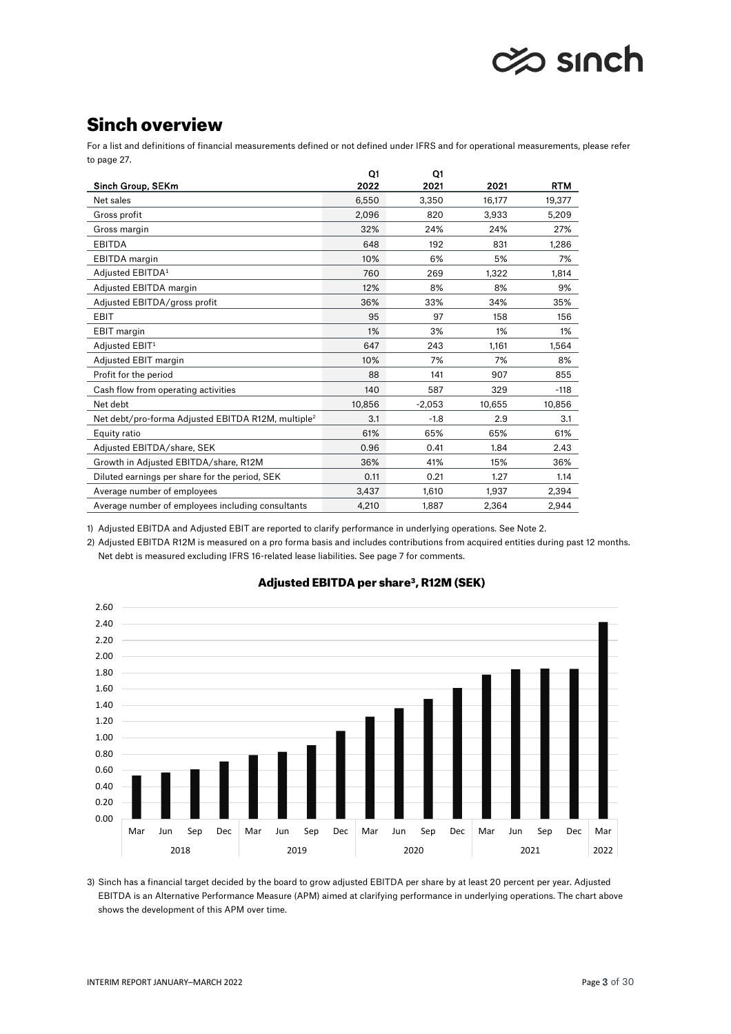# Sinch overview

For a list and definitions of financial measurements defined or not defined under IFRS and for operational measurements, please refer to page 27.

| Sinch Group, SEKm | Q1 2022 | Q1 2021 | 2021 | RTM |
|---|---|---|---|---|
| Net sales | 6,550 | 3,350 | 16,177 | 19,377 |
| Gross profit | 2,096 | 820 | 3,933 | 5,209 |
| Gross margin | 32% | 24% | 24% | 27% |
| EBITDA | 648 | 192 | 831 | 1,286 |
| EBITDA margin | 10% | 6% | 5% | 7% |
| Adjusted EBITDA[1] | 760 | 269 | 1,322 | 1,814 |
| Adjusted EBITDA margin | 12% | 8% | 8% | 9% |
| Adjusted EBITDA/gross profit | 36% | 33% | 34% | 35% |
| EBIT | 95 | 97 | 158 | 156 |
| EBIT margin | 1% | 3% | 1% | 1% |
| Adjusted EBIT[1] | 647 | 243 | 1,161 | 1,564 |
| Adjusted EBIT margin | 10% | 7% | 7% | 8% |
| Profit for the period | 88 | 141 | 907 | 855 |
| Cash flow from operating activities | 140 | 587 | 329 | -118 |
| Net debt | 10,856 | -2,053 | 10,655 | 10,856 |
| Net debt/pro-forma Adjusted EBITDA R12M, multiple[2] | 3.1 | -1.8 | 2.9 | 3.1 |
| Equity ratio | 61% | 65% | 65% | 61% |
| Adjusted EBITDA/share, SEK | 0.96 | 0.41 | 1.84 | 2.43 |
| Growth in Adjusted EBITDA/share, R12M | 36% | 41% | 15% | 36% |
| Diluted earnings per share for the period, SEK | 0.11 | 0.21 | 1.27 | 1.14 |
| Average number of employees | 3,437 | 1,610 | 1,937 | 2,394 |
| Average number of employees including consultants | 4,210 | 1,887 | 2,364 | 2,944 |

1) Adjusted EBITDA and Adjusted EBIT are reported to clarify performance in underlying operations. See Note 2.

2) Adjusted EBITDA R12M is measured on a pro forma basis and includes contributions from acquired entities during past 12 months. Net debt is measured excluding IFRS 16-related lease liabilities. See page 7 for comments.

**Adjusted EBITDA per share[3], R12M (SEK)**

| Year | Month | SEK (approx.) |
|---|---|---|
| 2018 | Mar | 0.53 |
| 2018 | Jun | 0.57 |
| 2018 | Sep | 0.61 |
| 2018 | Dec | 0.71 |
| 2019 | Mar | 0.79 |
| 2019 | Jun | 0.82 |
| 2019 | Sep | 0.91 |
| 2019 | Dec | 1.08 |
| 2020 | Mar | 1.26 |
| 2020 | Jun | 1.36 |
| 2020 | Sep | 1.48 |
| 2020 | Dec | 1.61 |
| 2021 | Mar | 1.78 |
| 2021 | Jun | 1.84 |
| 2021 | Sep | 1.85 |
| 2021 | Dec | 1.84 |
| 2022 | Mar | 2.43 |

3) Sinch has a financial target decided by the board to grow adjusted EBITDA per share by at least 20 percent per year. Adjusted EBITDA is an Alternative Performance Measure (APM) aimed at clarifying performance in underlying operations. The chart above shows the development of this APM over time.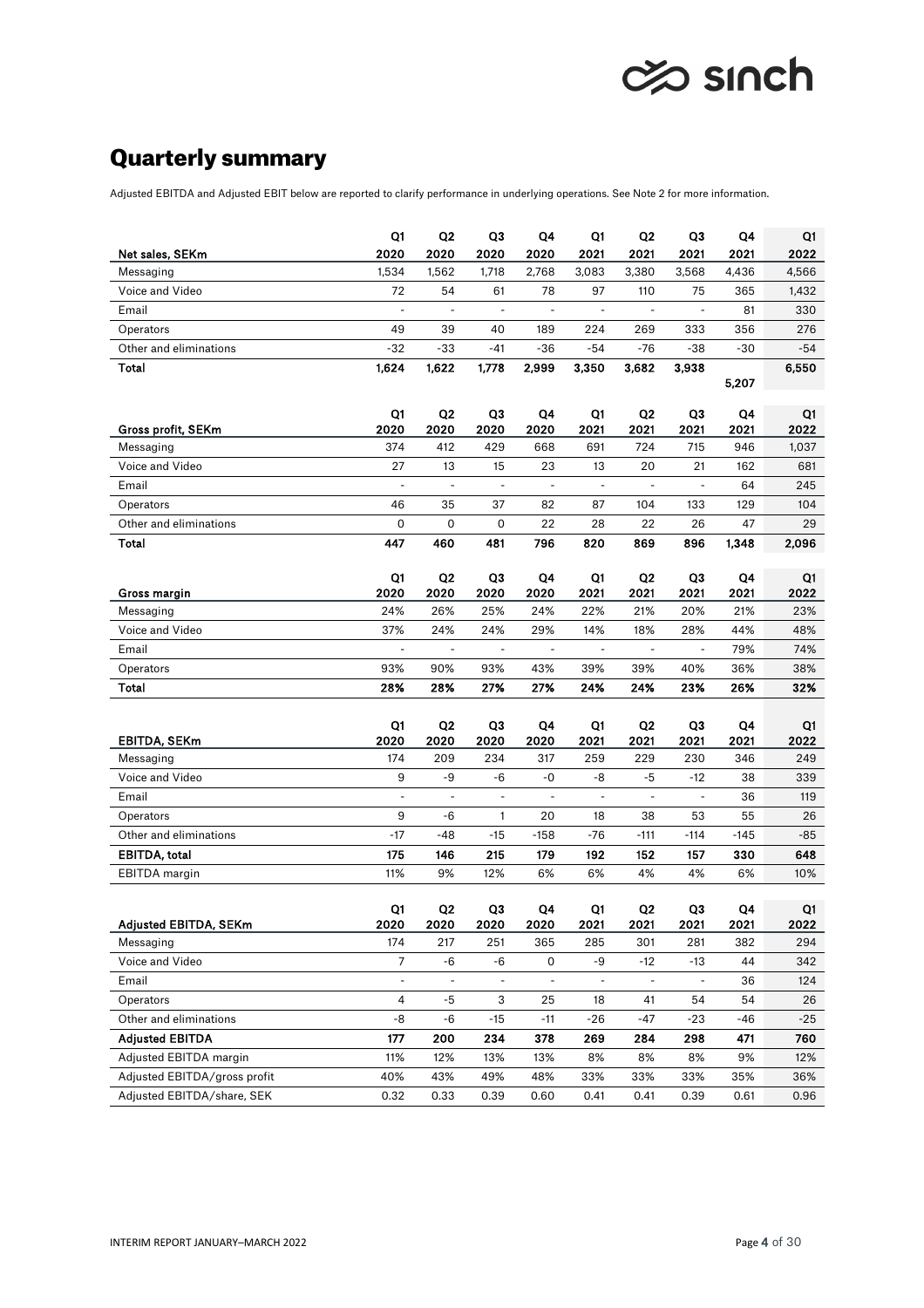# Quarterly summary

Adjusted EBITDA and Adjusted EBIT below are reported to clarify performance in underlying operations. See Note 2 for more information.

| Net sales, SEKm | Q1 2020 | Q2 2020 | Q3 2020 | Q4 2020 | Q1 2021 | Q2 2021 | Q3 2021 | Q4 2021 | Q1 2022 |
|---|---|---|---|---|---|---|---|---|---|
| Messaging | 1,534 | 1,562 | 1,718 | 2,768 | 3,083 | 3,380 | 3,568 | 4,436 | 4,566 |
| Voice and Video | 72 | 54 | 61 | 78 | 97 | 110 | 75 | 365 | 1,432 |
| Email | - | - | - | - | - | - | - | 81 | 330 |
| Operators | 49 | 39 | 40 | 189 | 224 | 269 | 333 | 356 | 276 |
| Other and eliminations | -32 | -33 | -41 | -36 | -54 | -76 | -38 | -30 | -54 |
| **Total** | **1,624** | **1,622** | **1,778** | **2,999** | **3,350** | **3,682** | **3,938** | **5,207** | **6,550** |

| Gross profit, SEKm | Q1 2020 | Q2 2020 | Q3 2020 | Q4 2020 | Q1 2021 | Q2 2021 | Q3 2021 | Q4 2021 | Q1 2022 |
|---|---|---|---|---|---|---|---|---|---|
| Messaging | 374 | 412 | 429 | 668 | 691 | 724 | 715 | 946 | 1,037 |
| Voice and Video | 27 | 13 | 15 | 23 | 13 | 20 | 21 | 162 | 681 |
| Email | - | - | - | - | - | - | - | 64 | 245 |
| Operators | 46 | 35 | 37 | 82 | 87 | 104 | 133 | 129 | 104 |
| Other and eliminations | 0 | 0 | 0 | 22 | 28 | 22 | 26 | 47 | 29 |
| **Total** | **447** | **460** | **481** | **796** | **820** | **869** | **896** | **1,348** | **2,096** |

| Gross margin | Q1 2020 | Q2 2020 | Q3 2020 | Q4 2020 | Q1 2021 | Q2 2021 | Q3 2021 | Q4 2021 | Q1 2022 |
|---|---|---|---|---|---|---|---|---|---|
| Messaging | 24% | 26% | 25% | 24% | 22% | 21% | 20% | 21% | 23% |
| Voice and Video | 37% | 24% | 24% | 29% | 14% | 18% | 28% | 44% | 48% |
| Email | - | - | - | - | - | - | - | 79% | 74% |
| Operators | 93% | 90% | 93% | 43% | 39% | 39% | 40% | 36% | 38% |
| **Total** | **28%** | **28%** | **27%** | **27%** | **24%** | **24%** | **23%** | **26%** | **32%** |

| EBITDA, SEKm | Q1 2020 | Q2 2020 | Q3 2020 | Q4 2020 | Q1 2021 | Q2 2021 | Q3 2021 | Q4 2021 | Q1 2022 |
|---|---|---|---|---|---|---|---|---|---|
| Messaging | 174 | 209 | 234 | 317 | 259 | 229 | 230 | 346 | 249 |
| Voice and Video | 9 | -9 | -6 | -0 | -8 | -5 | -12 | 38 | 339 |
| Email | - | - | - | - | - | - | - | 36 | 119 |
| Operators | 9 | -6 | 1 | 20 | 18 | 38 | 53 | 55 | 26 |
| Other and eliminations | -17 | -48 | -15 | -158 | -76 | -111 | -114 | -145 | -85 |
| **EBITDA, total** | **175** | **146** | **215** | **179** | **192** | **152** | **157** | **330** | **648** |
| EBITDA margin | 11% | 9% | 12% | 6% | 6% | 4% | 4% | 6% | 10% |

| Adjusted EBITDA, SEKm | Q1 2020 | Q2 2020 | Q3 2020 | Q4 2020 | Q1 2021 | Q2 2021 | Q3 2021 | Q4 2021 | Q1 2022 |
|---|---|---|---|---|---|---|---|---|---|
| Messaging | 174 | 217 | 251 | 365 | 285 | 301 | 281 | 382 | 294 |
| Voice and Video | 7 | -6 | -6 | 0 | -9 | -12 | -13 | 44 | 342 |
| Email | - | - | - | - | - | - | - | 36 | 124 |
| Operators | 4 | -5 | 3 | 25 | 18 | 41 | 54 | 54 | 26 |
| Other and eliminations | -8 | -6 | -15 | -11 | -26 | -47 | -23 | -46 | -25 |
| **Adjusted EBITDA** | **177** | **200** | **234** | **378** | **269** | **284** | **298** | **471** | **760** |
| Adjusted EBITDA margin | 11% | 12% | 13% | 13% | 8% | 8% | 8% | 9% | 12% |
| Adjusted EBITDA/gross profit | 40% | 43% | 49% | 48% | 33% | 33% | 33% | 35% | 36% |
| Adjusted EBITDA/share, SEK | 0.32 | 0.33 | 0.39 | 0.60 | 0.41 | 0.41 | 0.39 | 0.61 | 0.96 |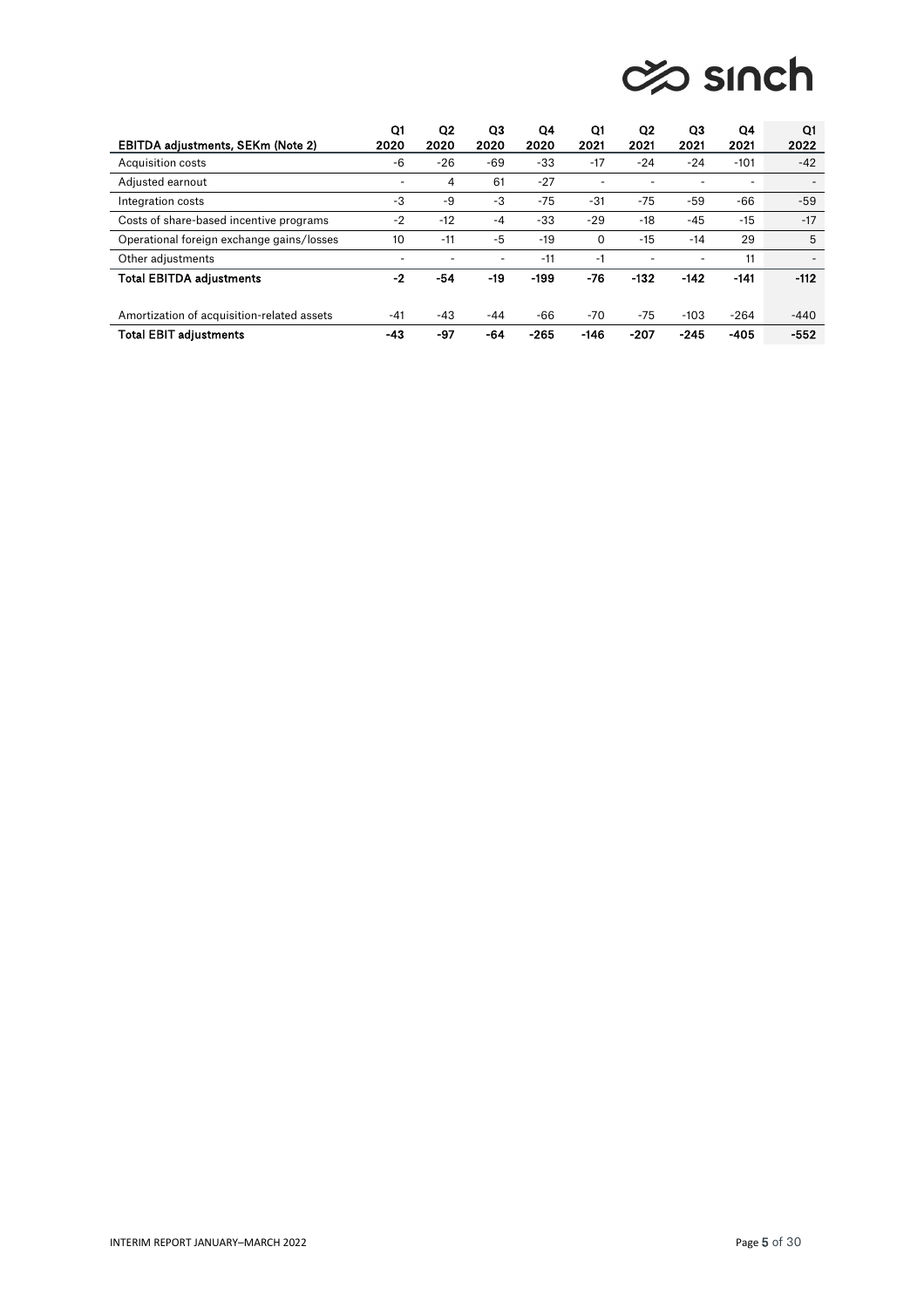| EBITDA adjustments, SEKm (Note 2) | Q1 2020 | Q2 2020 | Q3 2020 | Q4 2020 | Q1 2021 | Q2 2021 | Q3 2021 | Q4 2021 | Q1 2022 |
|---|---|---|---|---|---|---|---|---|---|
| Acquisition costs | -6 | -26 | -69 | -33 | -17 | -24 | -24 | -101 | -42 |
| Adjusted earnout | - | 4 | 61 | -27 | - | - | - | - | - |
| Integration costs | -3 | -9 | -3 | -75 | -31 | -75 | -59 | -66 | -59 |
| Costs of share-based incentive programs | -2 | -12 | -4 | -33 | -29 | -18 | -45 | -15 | -17 |
| Operational foreign exchange gains/losses | 10 | -11 | -5 | -19 | 0 | -15 | -14 | 29 | 5 |
| Other adjustments | - | - | - | -11 | -1 | - | - | 11 | - |
| **Total EBITDA adjustments** | **-2** | **-54** | **-19** | **-199** | **-76** | **-132** | **-142** | **-141** | **-112** |
| | | | | | | | | | |
| Amortization of acquisition-related assets | -41 | -43 | -44 | -66 | -70 | -75 | -103 | -264 | -440 |
| **Total EBIT adjustments** | **-43** | **-97** | **-64** | **-265** | **-146** | **-207** | **-245** | **-405** | **-552** |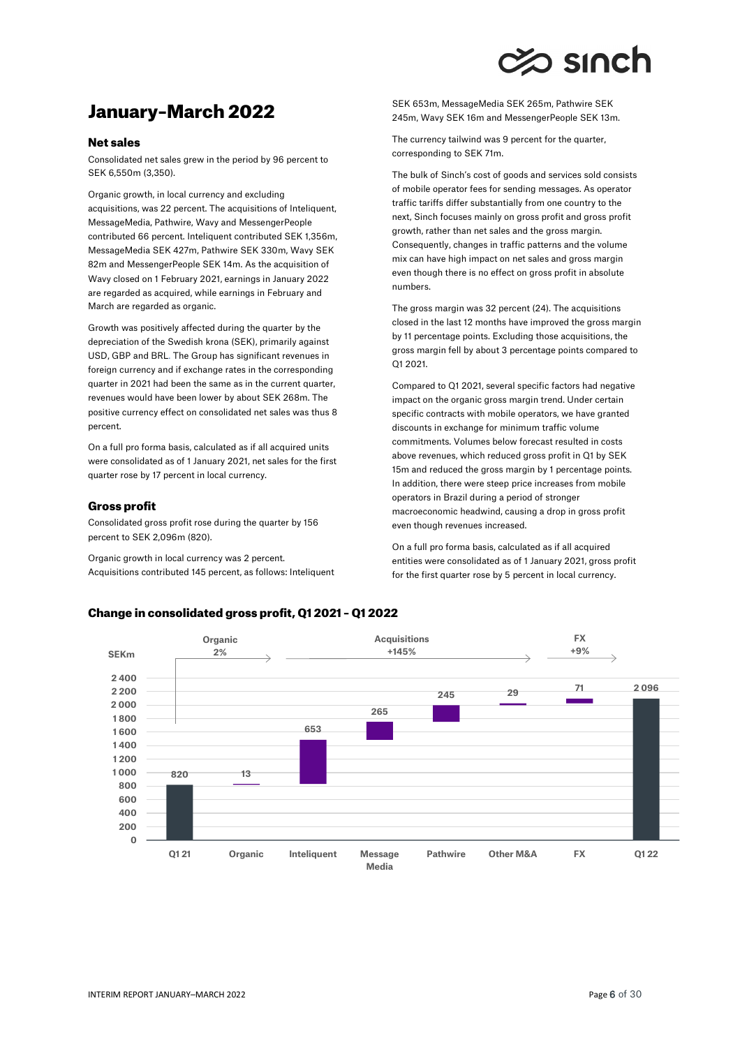# January-March 2022

## Net sales

Consolidated net sales grew in the period by 96 percent to SEK 6,550m (3,350).

Organic growth, in local currency and excluding acquisitions, was 22 percent. The acquisitions of Inteliquent, MessageMedia, Pathwire, Wavy and MessengerPeople contributed 66 percent. Inteliquent contributed SEK 1,356m, MessageMedia SEK 427m, Pathwire SEK 330m, Wavy SEK 82m and MessengerPeople SEK 14m. As the acquisition of Wavy closed on 1 February 2021, earnings in January 2022 are regarded as acquired, while earnings in February and March are regarded as organic.

Growth was positively affected during the quarter by the depreciation of the Swedish krona (SEK), primarily against USD, GBP and BRL. The Group has significant revenues in foreign currency and if exchange rates in the corresponding quarter in 2021 had been the same as in the current quarter, revenues would have been lower by about SEK 268m. The positive currency effect on consolidated net sales was thus 8 percent.

On a full pro forma basis, calculated as if all acquired units were consolidated as of 1 January 2021, net sales for the first quarter rose by 17 percent in local currency.

## Gross profit

Consolidated gross profit rose during the quarter by 156 percent to SEK 2,096m (820).

Organic growth in local currency was 2 percent. Acquisitions contributed 145 percent, as follows: Inteliquent SEK 653m, MessageMedia SEK 265m, Pathwire SEK 245m, Wavy SEK 16m and MessengerPeople SEK 13m.

The currency tailwind was 9 percent for the quarter, corresponding to SEK 71m.

The bulk of Sinch's cost of goods and services sold consists of mobile operator fees for sending messages. As operator traffic tariffs differ substantially from one country to the next, Sinch focuses mainly on gross profit and gross profit growth, rather than net sales and the gross margin. Consequently, changes in traffic patterns and the volume mix can have high impact on net sales and gross margin even though there is no effect on gross profit in absolute numbers.

The gross margin was 32 percent (24). The acquisitions closed in the last 12 months have improved the gross margin by 11 percentage points. Excluding those acquisitions, the gross margin fell by about 3 percentage points compared to Q1 2021.

Compared to Q1 2021, several specific factors had negative impact on the organic gross margin trend. Under certain specific contracts with mobile operators, we have granted discounts in exchange for minimum traffic volume commitments. Volumes below forecast resulted in costs above revenues, which reduced gross profit in Q1 by SEK 15m and reduced the gross margin by 1 percentage points. In addition, there were steep price increases from mobile operators in Brazil during a period of stronger macroeconomic headwind, causing a drop in gross profit even though revenues increased.

On a full pro forma basis, calculated as if all acquired entities were consolidated as of 1 January 2021, gross profit for the first quarter rose by 5 percent in local currency.

### Change in consolidated gross profit, Q1 2021 – Q1 2022

| SEKm | Q1 21 | Organic | Inteliquent | MessageMedia | Pathwire | Other M&A | FX | Q1 22 |
|---|---|---|---|---|---|---|---|---|
| Value | 820 | 13 | 653 | 265 | 245 | 29 | 71 | 2 096 |

Organic 2% · Acquisitions +145% · FX +9%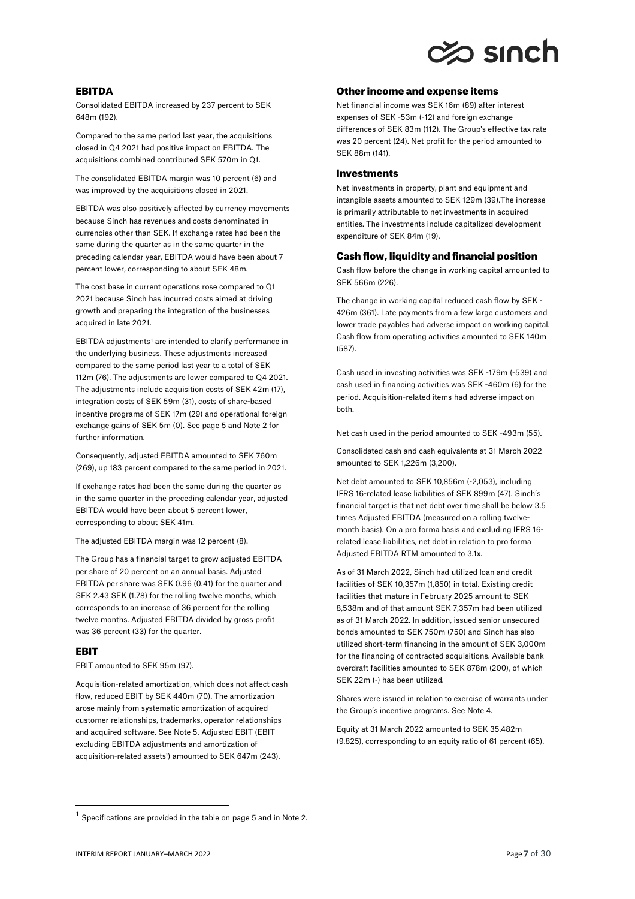## EBITDA

Consolidated EBITDA increased by 237 percent to SEK 648m (192).

Compared to the same period last year, the acquisitions closed in Q4 2021 had positive impact on EBITDA. The acquisitions combined contributed SEK 570m in Q1.

The consolidated EBITDA margin was 10 percent (6) and was improved by the acquisitions closed in 2021.

EBITDA was also positively affected by currency movements because Sinch has revenues and costs denominated in currencies other than SEK. If exchange rates had been the same during the quarter as in the same quarter in the preceding calendar year, EBITDA would have been about 7 percent lower, corresponding to about SEK 48m.

The cost base in current operations rose compared to Q1 2021 because Sinch has incurred costs aimed at driving growth and preparing the integration of the businesses acquired in late 2021.

EBITDA adjustments[1] are intended to clarify performance in the underlying business. These adjustments increased compared to the same period last year to a total of SEK 112m (76). The adjustments are lower compared to Q4 2021. The adjustments include acquisition costs of SEK 42m (17), integration costs of SEK 59m (31), costs of share-based incentive programs of SEK 17m (29) and operational foreign exchange gains of SEK 5m (0). See page 5 and Note 2 for further information.

Consequently, adjusted EBITDA amounted to SEK 760m (269), up 183 percent compared to the same period in 2021.

If exchange rates had been the same during the quarter as in the same quarter in the preceding calendar year, adjusted EBITDA would have been about 5 percent lower, corresponding to about SEK 41m.

The adjusted EBITDA margin was 12 percent (8).

The Group has a financial target to grow adjusted EBITDA per share of 20 percent on an annual basis. Adjusted EBITDA per share was SEK 0.96 (0.41) for the quarter and SEK 2.43 SEK (1.78) for the rolling twelve months, which corresponds to an increase of 36 percent for the rolling twelve months. Adjusted EBITDA divided by gross profit was 36 percent (33) for the quarter.

## EBIT

EBIT amounted to SEK 95m (97).

Acquisition-related amortization, which does not affect cash flow, reduced EBIT by SEK 440m (70). The amortization arose mainly from systematic amortization of acquired customer relationships, trademarks, operator relationships and acquired software. See Note 5. Adjusted EBIT (EBIT excluding EBITDA adjustments and amortization of acquisition-related assets[1]) amounted to SEK 647m (243).

## Other income and expense items

Net financial income was SEK 16m (89) after interest expenses of SEK -53m (-12) and foreign exchange differences of SEK 83m (112). The Group's effective tax rate was 20 percent (24). Net profit for the period amounted to SEK 88m (141).

## Investments

Net investments in property, plant and equipment and intangible assets amounted to SEK 129m (39).The increase is primarily attributable to net investments in acquired entities. The investments include capitalized development expenditure of SEK 84m (19).

## Cash flow, liquidity and financial position

Cash flow before the change in working capital amounted to SEK 566m (226).

The change in working capital reduced cash flow by SEK -426m (361). Late payments from a few large customers and lower trade payables had adverse impact on working capital. Cash flow from operating activities amounted to SEK 140m (587).

Cash used in investing activities was SEK -179m (-539) and cash used in financing activities was SEK -460m (6) for the period. Acquisition-related items had adverse impact on both.

Net cash used in the period amounted to SEK -493m (55).

Consolidated cash and cash equivalents at 31 March 2022 amounted to SEK 1,226m (3,200).

Net debt amounted to SEK 10,856m (-2,053), including IFRS 16-related lease liabilities of SEK 899m (47). Sinch's financial target is that net debt over time shall be below 3.5 times Adjusted EBITDA (measured on a rolling twelve-month basis). On a pro forma basis and excluding IFRS 16-related lease liabilities, net debt in relation to pro forma Adjusted EBITDA RTM amounted to 3.1x.

As of 31 March 2022, Sinch had utilized loan and credit facilities of SEK 10,357m (1,850) in total. Existing credit facilities that mature in February 2025 amount to SEK 8,538m and of that amount SEK 7,357m had been utilized as of 31 March 2022. In addition, issued senior unsecured bonds amounted to SEK 750m (750) and Sinch has also utilized short-term financing in the amount of SEK 3,000m for the financing of contracted acquisitions. Available bank overdraft facilities amounted to SEK 878m (200), of which SEK 22m (-) has been utilized.

Shares were issued in relation to exercise of warrants under the Group's incentive programs. See Note 4.

Equity at 31 March 2022 amounted to SEK 35,482m (9,825), corresponding to an equity ratio of 61 percent (65).

---

[1] Specifications are provided in the table on page 5 and in Note 2.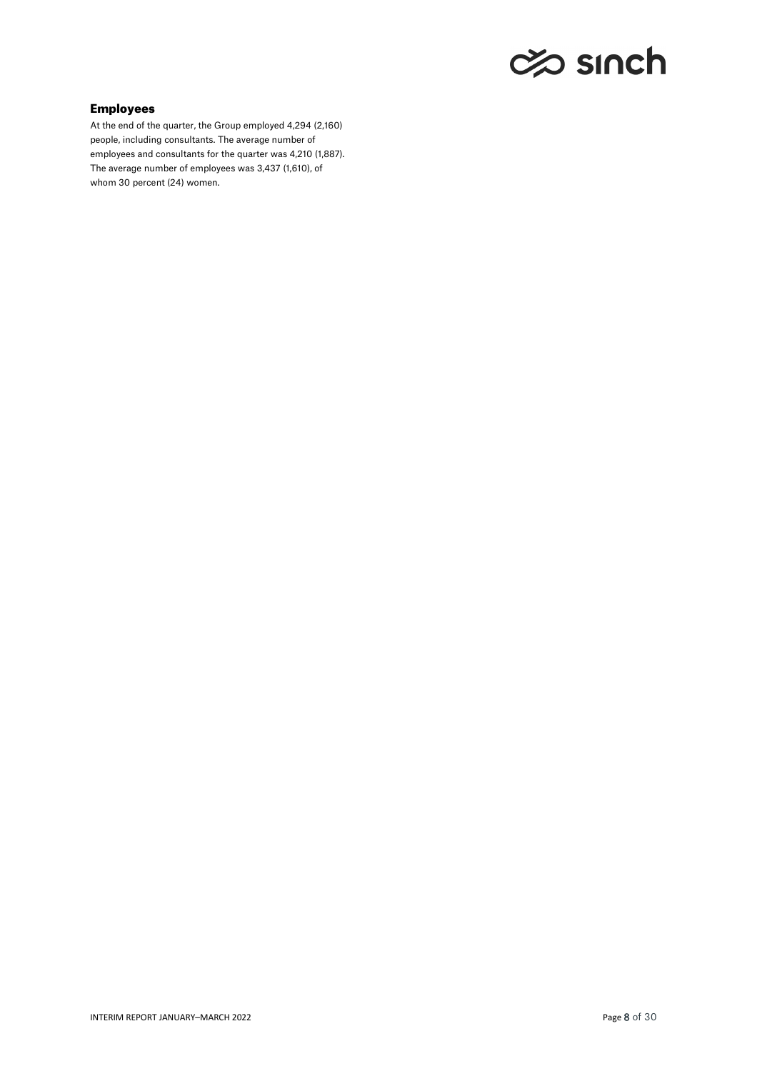### Employees

At the end of the quarter, the Group employed 4,294 (2,160) people, including consultants. The average number of employees and consultants for the quarter was 4,210 (1,887). The average number of employees was 3,437 (1,610), of whom 30 percent (24) women.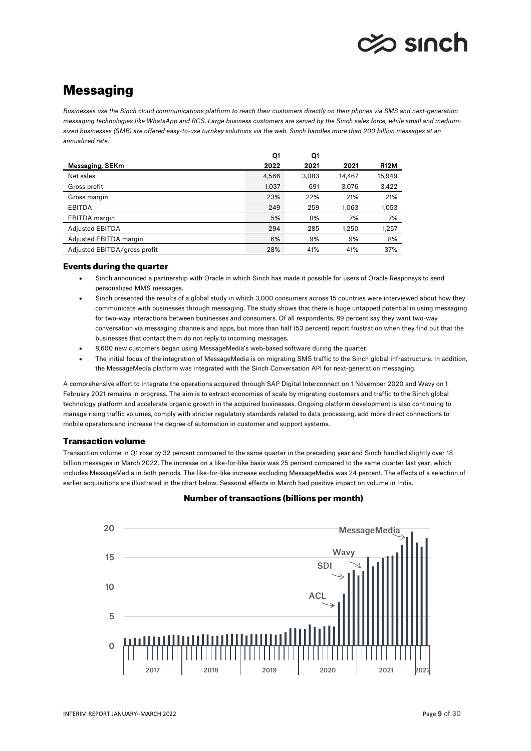# Messaging

*Businesses use the Sinch cloud communications platform to reach their customers directly on their phones via SMS and next-generation messaging technologies like WhatsApp and RCS. Large business customers are served by the Sinch sales force, while small and medium-sized businesses (SMB) are offered easy-to-use turnkey solutions via the web. Sinch handles more than 200 billion messages at an annualized rate.*

| Messaging, SEKm | Q1 2022 | Q1 2021 | 2021 | R12M |
|---|---|---|---|---|
| Net sales | 4,566 | 3,083 | 14,467 | 15,949 |
| Gross profit | 1,037 | 691 | 3,076 | 3,422 |
| Gross margin | 23% | 22% | 21% | 21% |
| EBITDA | 249 | 259 | 1,063 | 1,053 |
| EBITDA margin | 5% | 8% | 7% | 7% |
| Adjusted EBITDA | 294 | 285 | 1,250 | 1,257 |
| Adjusted EBITDA margin | 6% | 9% | 9% | 8% |
| Adjusted EBITDA/gross profit | 28% | 41% | 41% | 37% |

### Events during the quarter

- Sinch announced a partnership with Oracle in which Sinch has made it possible for users of Oracle Responsys to send personalized MMS messages.
- Sinch presented the results of a global study in which 3,000 consumers across 15 countries were interviewed about how they communicate with businesses through messaging. The study shows that there is huge untapped potential in using messaging for two-way interactions between businesses and consumers. Of all respondents, 89 percent say they want two-way conversation via messaging channels and apps, but more than half (53 percent) report frustration when they find out that the businesses that contact them do not reply to incoming messages.
- 8,600 new customers began using MessageMedia's web-based software during the quarter.
- The initial focus of the integration of MessageMedia is on migrating SMS traffic to the Sinch global infrastructure. In addition, the MessageMedia platform was integrated with the Sinch Conversation API for next-generation messaging.

A comprehensive effort to integrate the operations acquired through SAP Digital Interconnect on 1 November 2020 and Wavy on 1 February 2021 remains in progress. The aim is to extract economies of scale by migrating customers and traffic to the Sinch global technology platform and accelerate organic growth in the acquired businesses. Ongoing platform development is also continuing to manage rising traffic volumes, comply with stricter regulatory standards related to data processing, add more direct connections to mobile operators and increase the degree of automation in customer and support systems.

### Transaction volume

Transaction volume in Q1 rose by 32 percent compared to the same quarter in the preceding year and Sinch handled slightly over 18 billion messages in March 2022. The increase on a like-for-like basis was 25 percent compared to the same quarter last year, which includes MessageMedia in both periods. The like-for-like increase excluding MessageMedia was 24 percent. The effects of a selection of earlier acquisitions are illustrated in the chart below. Seasonal effects in March had positive impact on volume in India.

**Number of transactions (billions per month)**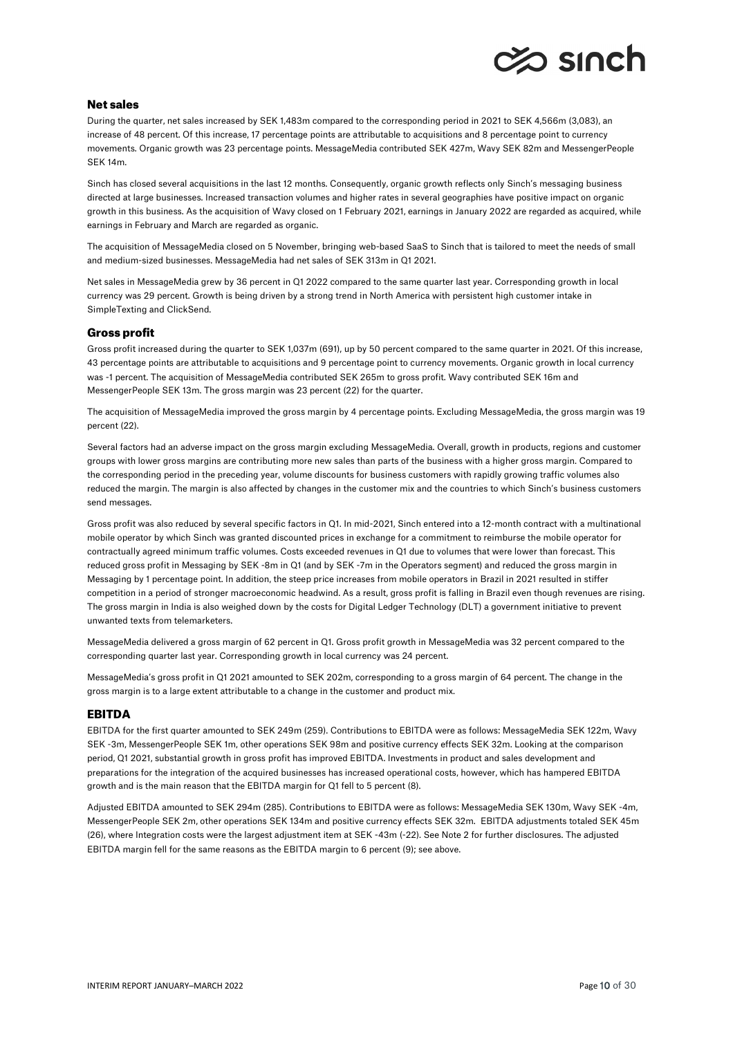## Net sales

During the quarter, net sales increased by SEK 1,483m compared to the corresponding period in 2021 to SEK 4,566m (3,083), an increase of 48 percent. Of this increase, 17 percentage points are attributable to acquisitions and 8 percentage point to currency movements. Organic growth was 23 percentage points. MessageMedia contributed SEK 427m, Wavy SEK 82m and MessengerPeople SEK 14m.

Sinch has closed several acquisitions in the last 12 months. Consequently, organic growth reflects only Sinch's messaging business directed at large businesses. Increased transaction volumes and higher rates in several geographies have positive impact on organic growth in this business. As the acquisition of Wavy closed on 1 February 2021, earnings in January 2022 are regarded as acquired, while earnings in February and March are regarded as organic.

The acquisition of MessageMedia closed on 5 November, bringing web-based SaaS to Sinch that is tailored to meet the needs of small and medium-sized businesses. MessageMedia had net sales of SEK 313m in Q1 2021.

Net sales in MessageMedia grew by 36 percent in Q1 2022 compared to the same quarter last year. Corresponding growth in local currency was 29 percent. Growth is being driven by a strong trend in North America with persistent high customer intake in SimpleTexting and ClickSend.

## Gross profit

Gross profit increased during the quarter to SEK 1,037m (691), up by 50 percent compared to the same quarter in 2021. Of this increase, 43 percentage points are attributable to acquisitions and 9 percentage point to currency movements. Organic growth in local currency was -1 percent. The acquisition of MessageMedia contributed SEK 265m to gross profit. Wavy contributed SEK 16m and MessengerPeople SEK 13m. The gross margin was 23 percent (22) for the quarter.

The acquisition of MessageMedia improved the gross margin by 4 percentage points. Excluding MessageMedia, the gross margin was 19 percent (22).

Several factors had an adverse impact on the gross margin excluding MessageMedia. Overall, growth in products, regions and customer groups with lower gross margins are contributing more new sales than parts of the business with a higher gross margin. Compared to the corresponding period in the preceding year, volume discounts for business customers with rapidly growing traffic volumes also reduced the margin. The margin is also affected by changes in the customer mix and the countries to which Sinch's business customers send messages.

Gross profit was also reduced by several specific factors in Q1. In mid-2021, Sinch entered into a 12-month contract with a multinational mobile operator by which Sinch was granted discounted prices in exchange for a commitment to reimburse the mobile operator for contractually agreed minimum traffic volumes. Costs exceeded revenues in Q1 due to volumes that were lower than forecast. This reduced gross profit in Messaging by SEK -8m in Q1 (and by SEK -7m in the Operators segment) and reduced the gross margin in Messaging by 1 percentage point. In addition, the steep price increases from mobile operators in Brazil in 2021 resulted in stiffer competition in a period of stronger macroeconomic headwind. As a result, gross profit is falling in Brazil even though revenues are rising. The gross margin in India is also weighed down by the costs for Digital Ledger Technology (DLT) a government initiative to prevent unwanted texts from telemarketers.

MessageMedia delivered a gross margin of 62 percent in Q1. Gross profit growth in MessageMedia was 32 percent compared to the corresponding quarter last year. Corresponding growth in local currency was 24 percent.

MessageMedia's gross profit in Q1 2021 amounted to SEK 202m, corresponding to a gross margin of 64 percent. The change in the gross margin is to a large extent attributable to a change in the customer and product mix.

## EBITDA

EBITDA for the first quarter amounted to SEK 249m (259). Contributions to EBITDA were as follows: MessageMedia SEK 122m, Wavy SEK -3m, MessengerPeople SEK 1m, other operations SEK 98m and positive currency effects SEK 32m. Looking at the comparison period, Q1 2021, substantial growth in gross profit has improved EBITDA. Investments in product and sales development and preparations for the integration of the acquired businesses has increased operational costs, however, which has hampered EBITDA growth and is the main reason that the EBITDA margin for Q1 fell to 5 percent (8).

Adjusted EBITDA amounted to SEK 294m (285). Contributions to EBITDA were as follows: MessageMedia SEK 130m, Wavy SEK -4m, MessengerPeople SEK 2m, other operations SEK 134m and positive currency effects SEK 32m. EBITDA adjustments totaled SEK 45m (26), where Integration costs were the largest adjustment item at SEK -43m (-22). See Note 2 for further disclosures. The adjusted EBITDA margin fell for the same reasons as the EBITDA margin to 6 percent (9); see above.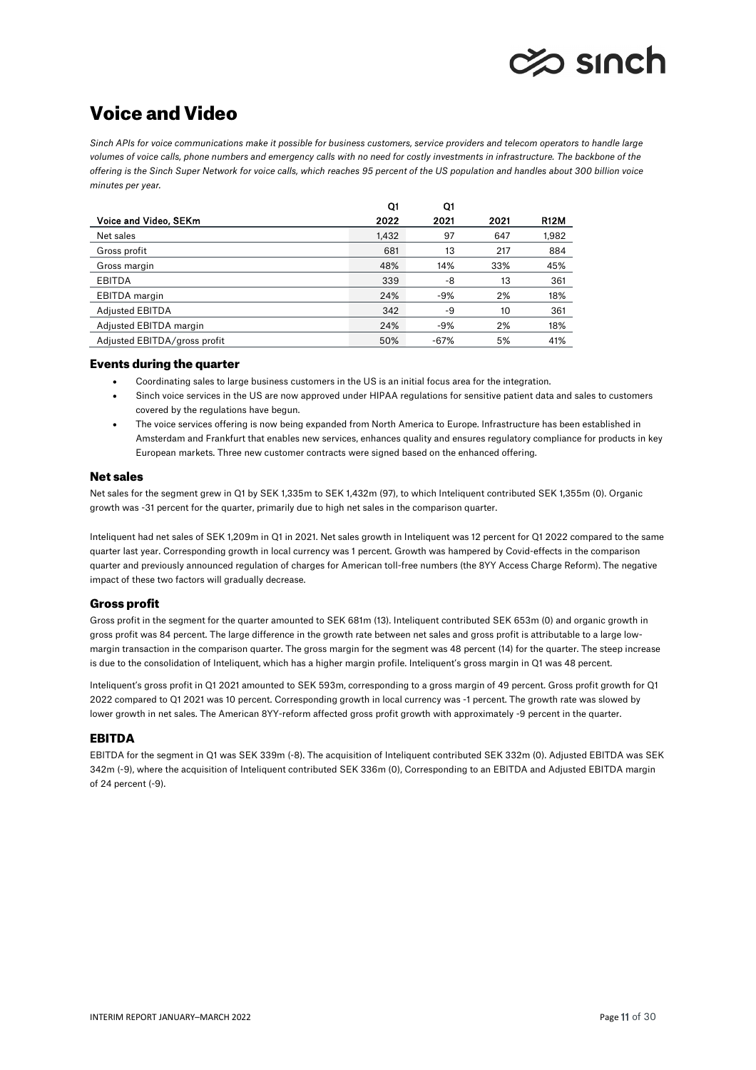# Voice and Video

*Sinch APIs for voice communications make it possible for business customers, service providers and telecom operators to handle large volumes of voice calls, phone numbers and emergency calls with no need for costly investments in infrastructure. The backbone of the offering is the Sinch Super Network for voice calls, which reaches 95 percent of the US population and handles about 300 billion voice minutes per year.*

| Voice and Video, SEKm | Q1 2022 | Q1 2021 | 2021 | R12M |
|---|---|---|---|---|
| Net sales | 1,432 | 97 | 647 | 1,982 |
| Gross profit | 681 | 13 | 217 | 884 |
| Gross margin | 48% | 14% | 33% | 45% |
| EBITDA | 339 | -8 | 13 | 361 |
| EBITDA margin | 24% | -9% | 2% | 18% |
| Adjusted EBITDA | 342 | -9 | 10 | 361 |
| Adjusted EBITDA margin | 24% | -9% | 2% | 18% |
| Adjusted EBITDA/gross profit | 50% | -67% | 5% | 41% |

## Events during the quarter

- Coordinating sales to large business customers in the US is an initial focus area for the integration.
- Sinch voice services in the US are now approved under HIPAA regulations for sensitive patient data and sales to customers covered by the regulations have begun.
- The voice services offering is now being expanded from North America to Europe. Infrastructure has been established in Amsterdam and Frankfurt that enables new services, enhances quality and ensures regulatory compliance for products in key European markets. Three new customer contracts were signed based on the enhanced offering.

## Net sales

Net sales for the segment grew in Q1 by SEK 1,335m to SEK 1,432m (97), to which Inteliquent contributed SEK 1,355m (0). Organic growth was -31 percent for the quarter, primarily due to high net sales in the comparison quarter.

Inteliquent had net sales of SEK 1,209m in Q1 in 2021. Net sales growth in Inteliquent was 12 percent for Q1 2022 compared to the same quarter last year. Corresponding growth in local currency was 1 percent. Growth was hampered by Covid-effects in the comparison quarter and previously announced regulation of charges for American toll-free numbers (the 8YY Access Charge Reform). The negative impact of these two factors will gradually decrease.

## Gross profit

Gross profit in the segment for the quarter amounted to SEK 681m (13). Inteliquent contributed SEK 653m (0) and organic growth in gross profit was 84 percent. The large difference in the growth rate between net sales and gross profit is attributable to a large low-margin transaction in the comparison quarter. The gross margin for the segment was 48 percent (14) for the quarter. The steep increase is due to the consolidation of Inteliquent, which has a higher margin profile. Inteliquent's gross margin in Q1 was 48 percent.

Inteliquent's gross profit in Q1 2021 amounted to SEK 593m, corresponding to a gross margin of 49 percent. Gross profit growth for Q1 2022 compared to Q1 2021 was 10 percent. Corresponding growth in local currency was -1 percent. The growth rate was slowed by lower growth in net sales. The American 8YY-reform affected gross profit growth with approximately -9 percent in the quarter.

## EBITDA

EBITDA for the segment in Q1 was SEK 339m (-8). The acquisition of Inteliquent contributed SEK 332m (0). Adjusted EBITDA was SEK 342m (-9), where the acquisition of Inteliquent contributed SEK 336m (0), Corresponding to an EBITDA and Adjusted EBITDA margin of 24 percent (-9).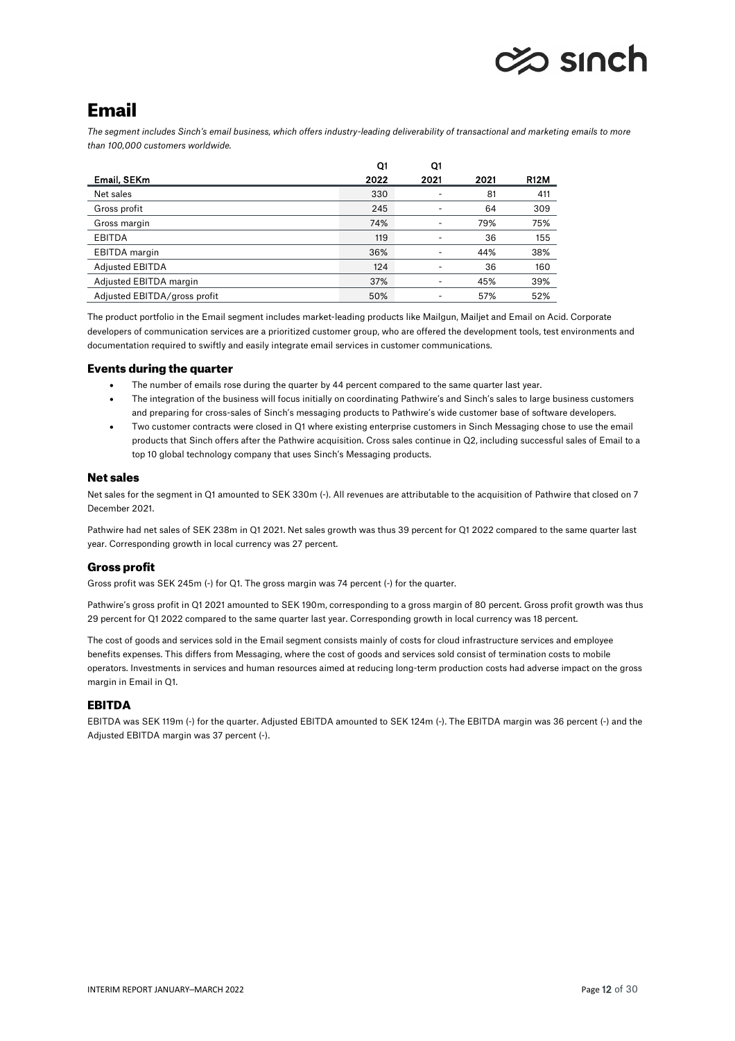# Email

*The segment includes Sinch's email business, which offers industry-leading deliverability of transactional and marketing emails to more than 100,000 customers worldwide.*

| Email, SEKm | Q1 2022 | Q1 2021 | 2021 | R12M |
|---|---|---|---|---|
| Net sales | 330 | - | 81 | 411 |
| Gross profit | 245 | - | 64 | 309 |
| Gross margin | 74% | - | 79% | 75% |
| EBITDA | 119 | - | 36 | 155 |
| EBITDA margin | 36% | - | 44% | 38% |
| Adjusted EBITDA | 124 | - | 36 | 160 |
| Adjusted EBITDA margin | 37% | - | 45% | 39% |
| Adjusted EBITDA/gross profit | 50% | - | 57% | 52% |

The product portfolio in the Email segment includes market-leading products like Mailgun, Mailjet and Email on Acid. Corporate developers of communication services are a prioritized customer group, who are offered the development tools, test environments and documentation required to swiftly and easily integrate email services in customer communications.

### Events during the quarter

- The number of emails rose during the quarter by 44 percent compared to the same quarter last year.
- The integration of the business will focus initially on coordinating Pathwire's and Sinch's sales to large business customers and preparing for cross-sales of Sinch's messaging products to Pathwire's wide customer base of software developers.
- Two customer contracts were closed in Q1 where existing enterprise customers in Sinch Messaging chose to use the email products that Sinch offers after the Pathwire acquisition. Cross sales continue in Q2, including successful sales of Email to a top 10 global technology company that uses Sinch's Messaging products.

### Net sales

Net sales for the segment in Q1 amounted to SEK 330m (-). All revenues are attributable to the acquisition of Pathwire that closed on 7 December 2021.

Pathwire had net sales of SEK 238m in Q1 2021. Net sales growth was thus 39 percent for Q1 2022 compared to the same quarter last year. Corresponding growth in local currency was 27 percent.

### Gross profit

Gross profit was SEK 245m (-) for Q1. The gross margin was 74 percent (-) for the quarter.

Pathwire's gross profit in Q1 2021 amounted to SEK 190m, corresponding to a gross margin of 80 percent. Gross profit growth was thus 29 percent for Q1 2022 compared to the same quarter last year. Corresponding growth in local currency was 18 percent.

The cost of goods and services sold in the Email segment consists mainly of costs for cloud infrastructure services and employee benefits expenses. This differs from Messaging, where the cost of goods and services sold consist of termination costs to mobile operators. Investments in services and human resources aimed at reducing long-term production costs had adverse impact on the gross margin in Email in Q1.

### EBITDA

EBITDA was SEK 119m (-) for the quarter. Adjusted EBITDA amounted to SEK 124m (-). The EBITDA margin was 36 percent (-) and the Adjusted EBITDA margin was 37 percent (-).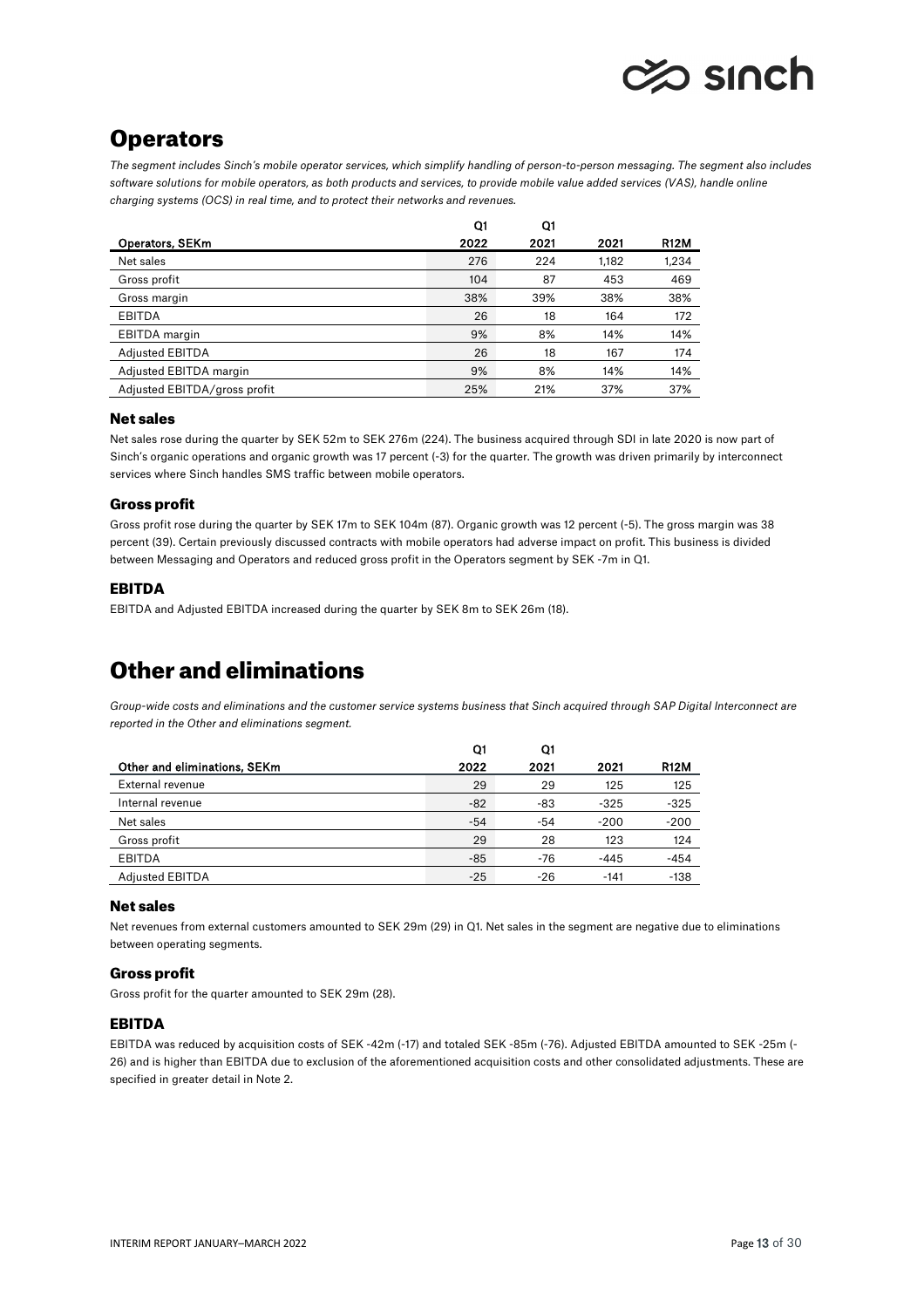# Operators

*The segment includes Sinch's mobile operator services, which simplify handling of person-to-person messaging. The segment also includes software solutions for mobile operators, as both products and services, to provide mobile value added services (VAS), handle online charging systems (OCS) in real time, and to protect their networks and revenues.*

| Operators, SEKm | Q1 2022 | Q1 2021 | 2021 | R12M |
|---|---|---|---|---|
| Net sales | 276 | 224 | 1,182 | 1,234 |
| Gross profit | 104 | 87 | 453 | 469 |
| Gross margin | 38% | 39% | 38% | 38% |
| EBITDA | 26 | 18 | 164 | 172 |
| EBITDA margin | 9% | 8% | 14% | 14% |
| Adjusted EBITDA | 26 | 18 | 167 | 174 |
| Adjusted EBITDA margin | 9% | 8% | 14% | 14% |
| Adjusted EBITDA/gross profit | 25% | 21% | 37% | 37% |

### Net sales

Net sales rose during the quarter by SEK 52m to SEK 276m (224). The business acquired through SDI in late 2020 is now part of Sinch's organic operations and organic growth was 17 percent (-3) for the quarter. The growth was driven primarily by interconnect services where Sinch handles SMS traffic between mobile operators.

### Gross profit

Gross profit rose during the quarter by SEK 17m to SEK 104m (87). Organic growth was 12 percent (-5). The gross margin was 38 percent (39). Certain previously discussed contracts with mobile operators had adverse impact on profit. This business is divided between Messaging and Operators and reduced gross profit in the Operators segment by SEK -7m in Q1.

### EBITDA

EBITDA and Adjusted EBITDA increased during the quarter by SEK 8m to SEK 26m (18).

# Other and eliminations

*Group-wide costs and eliminations and the customer service systems business that Sinch acquired through SAP Digital Interconnect are reported in the Other and eliminations segment.*

| Other and eliminations, SEKm | Q1 2022 | Q1 2021 | 2021 | R12M |
|---|---|---|---|---|
| External revenue | 29 | 29 | 125 | 125 |
| Internal revenue | -82 | -83 | -325 | -325 |
| Net sales | -54 | -54 | -200 | -200 |
| Gross profit | 29 | 28 | 123 | 124 |
| EBITDA | -85 | -76 | -445 | -454 |
| Adjusted EBITDA | -25 | -26 | -141 | -138 |

### Net sales

Net revenues from external customers amounted to SEK 29m (29) in Q1. Net sales in the segment are negative due to eliminations between operating segments.

### Gross profit

Gross profit for the quarter amounted to SEK 29m (28).

### EBITDA

EBITDA was reduced by acquisition costs of SEK -42m (-17) and totaled SEK -85m (-76). Adjusted EBITDA amounted to SEK -25m (-26) and is higher than EBITDA due to exclusion of the aforementioned acquisition costs and other consolidated adjustments. These are specified in greater detail in Note 2.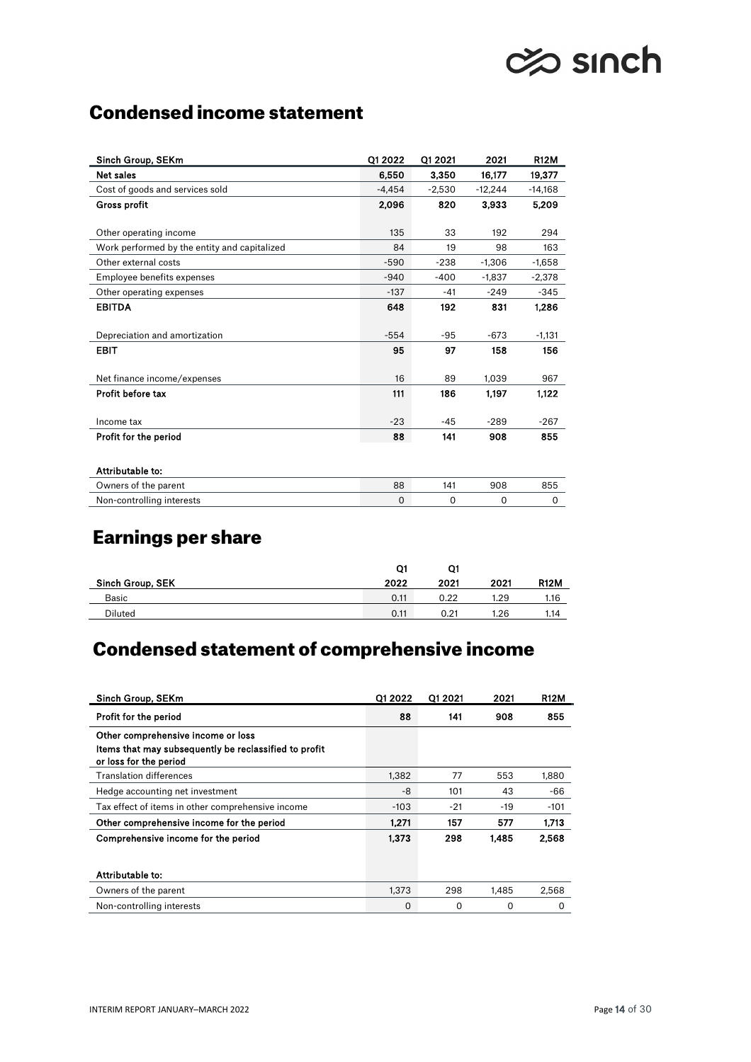## Condensed income statement

| Sinch Group, SEKm | Q1 2022 | Q1 2021 | 2021 | R12M |
|---|---|---|---|---|
| **Net sales** | **6,550** | **3,350** | **16,177** | **19,377** |
| Cost of goods and services sold | -4,454 | -2,530 | -12,244 | -14,168 |
| **Gross profit** | **2,096** | **820** | **3,933** | **5,209** |
| | | | | |
| Other operating income | 135 | 33 | 192 | 294 |
| Work performed by the entity and capitalized | 84 | 19 | 98 | 163 |
| Other external costs | -590 | -238 | -1,306 | -1,658 |
| Employee benefits expenses | -940 | -400 | -1,837 | -2,378 |
| Other operating expenses | -137 | -41 | -249 | -345 |
| **EBITDA** | **648** | **192** | **831** | **1,286** |
| | | | | |
| Depreciation and amortization | -554 | -95 | -673 | -1,131 |
| **EBIT** | **95** | **97** | **158** | **156** |
| | | | | |
| Net finance income/expenses | 16 | 89 | 1,039 | 967 |
| **Profit before tax** | **111** | **186** | **1,197** | **1,122** |
| | | | | |
| Income tax | -23 | -45 | -289 | -267 |
| **Profit for the period** | **88** | **141** | **908** | **855** |
| | | | | |
| **Attributable to:** | | | | |
| Owners of the parent | 88 | 141 | 908 | 855 |
| Non-controlling interests | 0 | 0 | 0 | 0 |

## Earnings per share

| Sinch Group, SEK | Q1 2022 | Q1 2021 | 2021 | R12M |
|---|---|---|---|---|
| Basic | 0.11 | 0.22 | 1.29 | 1.16 |
| Diluted | 0.11 | 0.21 | 1.26 | 1.14 |

## Condensed statement of comprehensive income

| Sinch Group, SEKm | Q1 2022 | Q1 2021 | 2021 | R12M |
|---|---|---|---|---|
| **Profit for the period** | **88** | **141** | **908** | **855** |
| **Other comprehensive income or loss** **Items that may subsequently be reclassified to profit or loss for the period** | | | | |
| Translation differences | 1,382 | 77 | 553 | 1,880 |
| Hedge accounting net investment | -8 | 101 | 43 | -66 |
| Tax effect of items in other comprehensive income | -103 | -21 | -19 | -101 |
| **Other comprehensive income for the period** | **1,271** | **157** | **577** | **1,713** |
| **Comprehensive income for the period** | **1,373** | **298** | **1,485** | **2,568** |
| | | | | |
| **Attributable to:** | | | | |
| Owners of the parent | 1,373 | 298 | 1,485 | 2,568 |
| Non-controlling interests | 0 | 0 | 0 | 0 |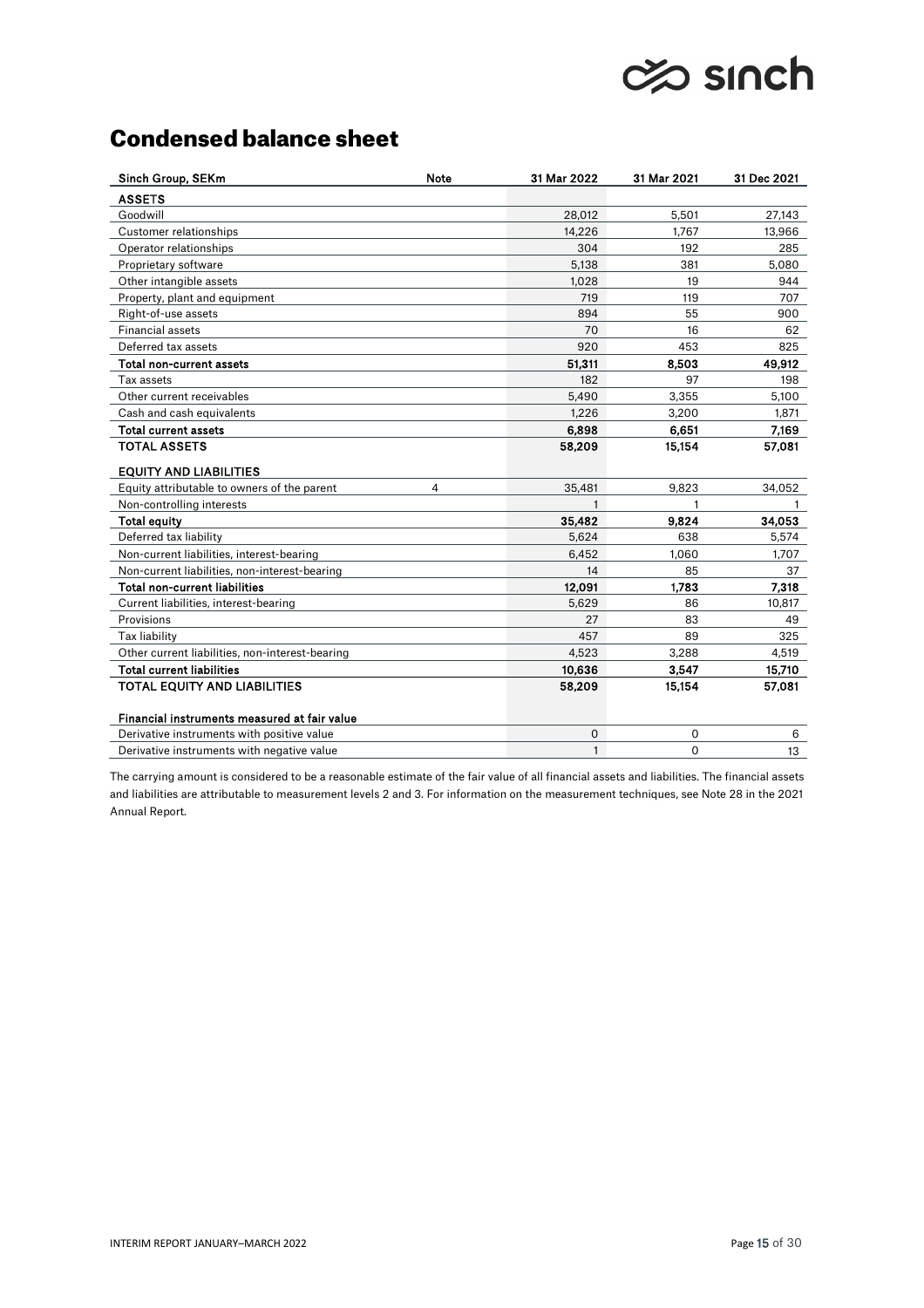# Condensed balance sheet

| Sinch Group, SEKm | Note | 31 Mar 2022 | 31 Mar 2021 | 31 Dec 2021 |
|---|---|---|---|---|
| **ASSETS** | | | | |
| Goodwill | | 28,012 | 5,501 | 27,143 |
| Customer relationships | | 14,226 | 1,767 | 13,966 |
| Operator relationships | | 304 | 192 | 285 |
| Proprietary software | | 5,138 | 381 | 5,080 |
| Other intangible assets | | 1,028 | 19 | 944 |
| Property, plant and equipment | | 719 | 119 | 707 |
| Right-of-use assets | | 894 | 55 | 900 |
| Financial assets | | 70 | 16 | 62 |
| Deferred tax assets | | 920 | 453 | 825 |
| **Total non-current assets** | | **51,311** | **8,503** | **49,912** |
| Tax assets | | 182 | 97 | 198 |
| Other current receivables | | 5,490 | 3,355 | 5,100 |
| Cash and cash equivalents | | 1,226 | 3,200 | 1,871 |
| **Total current assets** | | **6,898** | **6,651** | **7,169** |
| **TOTAL ASSETS** | | **58,209** | **15,154** | **57,081** |
| **EQUITY AND LIABILITIES** | | | | |
| Equity attributable to owners of the parent | 4 | 35,481 | 9,823 | 34,052 |
| Non-controlling interests | | 1 | 1 | 1 |
| **Total equity** | | **35,482** | **9,824** | **34,053** |
| Deferred tax liability | | 5,624 | 638 | 5,574 |
| Non-current liabilities, interest-bearing | | 6,452 | 1,060 | 1,707 |
| Non-current liabilities, non-interest-bearing | | 14 | 85 | 37 |
| **Total non-current liabilities** | | **12,091** | **1,783** | **7,318** |
| Current liabilities, interest-bearing | | 5,629 | 86 | 10,817 |
| Provisions | | 27 | 83 | 49 |
| Tax liability | | 457 | 89 | 325 |
| Other current liabilities, non-interest-bearing | | 4,523 | 3,288 | 4,519 |
| **Total current liabilities** | | **10,636** | **3,547** | **15,710** |
| **TOTAL EQUITY AND LIABILITIES** | | **58,209** | **15,154** | **57,081** |
| **Financial instruments measured at fair value** | | | | |
| Derivative instruments with positive value | | 0 | 0 | 6 |
| Derivative instruments with negative value | | 1 | 0 | 13 |

The carrying amount is considered to be a reasonable estimate of the fair value of all financial assets and liabilities. The financial assets and liabilities are attributable to measurement levels 2 and 3. For information on the measurement techniques, see Note 28 in the 2021 Annual Report.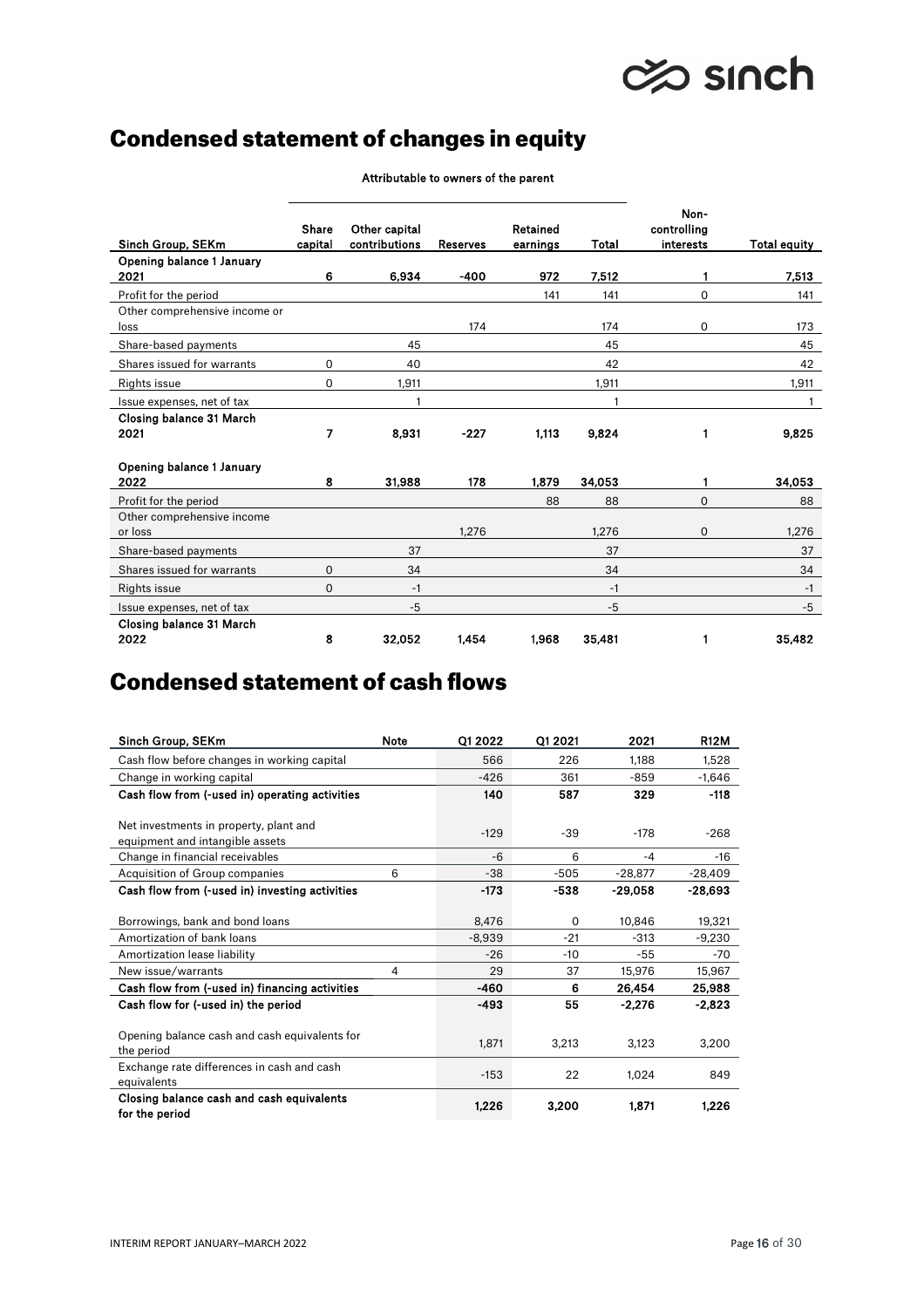# Condensed statement of changes in equity

| Sinch Group, SEKm | Attributable to owners of the parent | | | | | Non-controlling interests | Total equity |
|---|---|---|---|---|---|---|---|
| | Share capital | Other capital contributions | Reserves | Retained earnings | Total | | |
| **Opening balance 1 January 2021** | **6** | **6,934** | **-400** | **972** | **7,512** | **1** | **7,513** |
| Profit for the period | | | | 141 | 141 | 0 | 141 |
| Other comprehensive income or loss | | | 174 | | 174 | 0 | 173 |
| Share-based payments | | 45 | | | 45 | | 45 |
| Shares issued for warrants | 0 | 40 | | | 42 | | 42 |
| Rights issue | 0 | 1,911 | | | 1,911 | | 1,911 |
| Issue expenses, net of tax | | 1 | | | 1 | | 1 |
| **Closing balance 31 March 2021** | **7** | **8,931** | **-227** | **1,113** | **9,824** | **1** | **9,825** |
| **Opening balance 1 January 2022** | **8** | **31,988** | **178** | **1,879** | **34,053** | **1** | **34,053** |
| Profit for the period | | | | 88 | 88 | 0 | 88 |
| Other comprehensive income or loss | | | 1,276 | | 1,276 | 0 | 1,276 |
| Share-based payments | | 37 | | | 37 | | 37 |
| Shares issued for warrants | 0 | 34 | | | 34 | | 34 |
| Rights issue | 0 | -1 | | | -1 | | -1 |
| Issue expenses, net of tax | | -5 | | | -5 | | -5 |
| **Closing balance 31 March 2022** | **8** | **32,052** | **1,454** | **1,968** | **35,481** | **1** | **35,482** |

# Condensed statement of cash flows

| Sinch Group, SEKm | Note | Q1 2022 | Q1 2021 | 2021 | R12M |
|---|---|---|---|---|---|
| Cash flow before changes in working capital | | 566 | 226 | 1,188 | 1,528 |
| Change in working capital | | -426 | 361 | -859 | -1,646 |
| **Cash flow from (-used in) operating activities** | | **140** | **587** | **329** | **-118** |
| Net investments in property, plant and equipment and intangible assets | | -129 | -39 | -178 | -268 |
| Change in financial receivables | | -6 | 6 | -4 | -16 |
| Acquisition of Group companies | 6 | -38 | -505 | -28,877 | -28,409 |
| **Cash flow from (-used in) investing activities** | | **-173** | **-538** | **-29,058** | **-28,693** |
| Borrowings, bank and bond loans | | 8,476 | 0 | 10,846 | 19,321 |
| Amortization of bank loans | | -8,939 | -21 | -313 | -9,230 |
| Amortization lease liability | | -26 | -10 | -55 | -70 |
| New issue/warrants | 4 | 29 | 37 | 15,976 | 15,967 |
| **Cash flow from (-used in) financing activities** | | **-460** | **6** | **26,454** | **25,988** |
| **Cash flow for (-used in) the period** | | **-493** | **55** | **-2,276** | **-2,823** |
| Opening balance cash and cash equivalents for the period | | 1,871 | 3,213 | 3,123 | 3,200 |
| Exchange rate differences in cash and cash equivalents | | -153 | 22 | 1,024 | 849 |
| **Closing balance cash and cash equivalents for the period** | | **1,226** | **3,200** | **1,871** | **1,226** |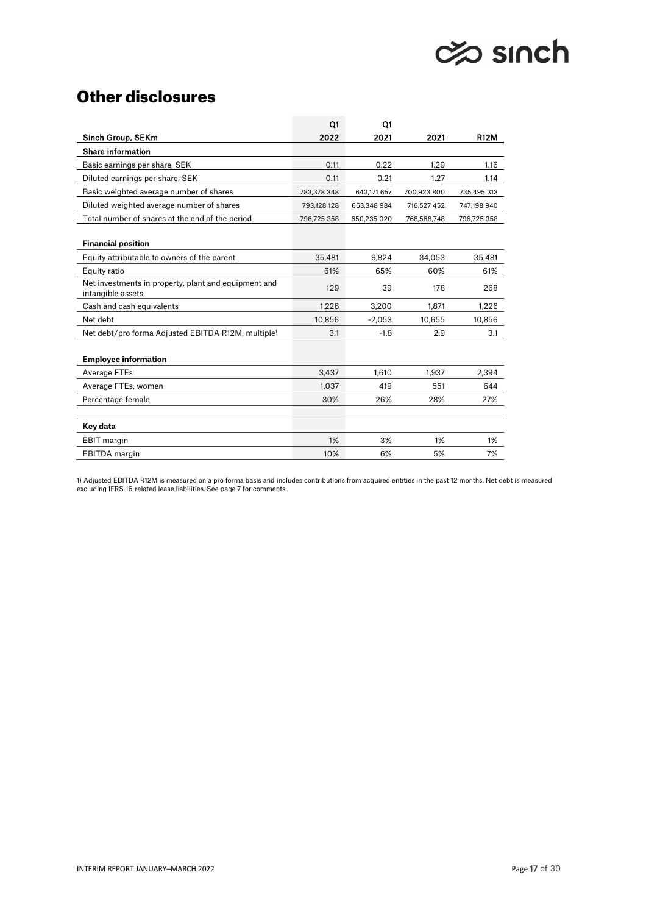# Other disclosures

| Sinch Group, SEKm | Q1 2022 | Q1 2021 | 2021 | R12M |
|---|---|---|---|---|
| **Share information** | | | | |
| Basic earnings per share, SEK | 0.11 | 0.22 | 1.29 | 1.16 |
| Diluted earnings per share, SEK | 0.11 | 0.21 | 1.27 | 1.14 |
| Basic weighted average number of shares | 783,378 348 | 643,171 657 | 700,923 800 | 735,495 313 |
| Diluted weighted average number of shares | 793,128 128 | 663,348 984 | 716,527 452 | 747,198 940 |
| Total number of shares at the end of the period | 796,725 358 | 650,235 020 | 768,568,748 | 796,725 358 |
| | | | | |
| **Financial position** | | | | |
| Equity attributable to owners of the parent | 35,481 | 9,824 | 34,053 | 35,481 |
| Equity ratio | 61% | 65% | 60% | 61% |
| Net investments in property, plant and equipment and intangible assets | 129 | 39 | 178 | 268 |
| Cash and cash equivalents | 1,226 | 3,200 | 1,871 | 1,226 |
| Net debt | 10,856 | -2,053 | 10,655 | 10,856 |
| Net debt/pro forma Adjusted EBITDA R12M, multiple[1] | 3.1 | -1.8 | 2.9 | 3.1 |
| | | | | |
| **Employee information** | | | | |
| Average FTEs | 3,437 | 1,610 | 1,937 | 2,394 |
| Average FTEs, women | 1,037 | 419 | 551 | 644 |
| Percentage female | 30% | 26% | 28% | 27% |
| | | | | |
| **Key data** | | | | |
| EBIT margin | 1% | 3% | 1% | 1% |
| EBITDA margin | 10% | 6% | 5% | 7% |

1) Adjusted EBITDA R12M is measured on a pro forma basis and includes contributions from acquired entities in the past 12 months. Net debt is measured excluding IFRS 16-related lease liabilities. See page 7 for comments.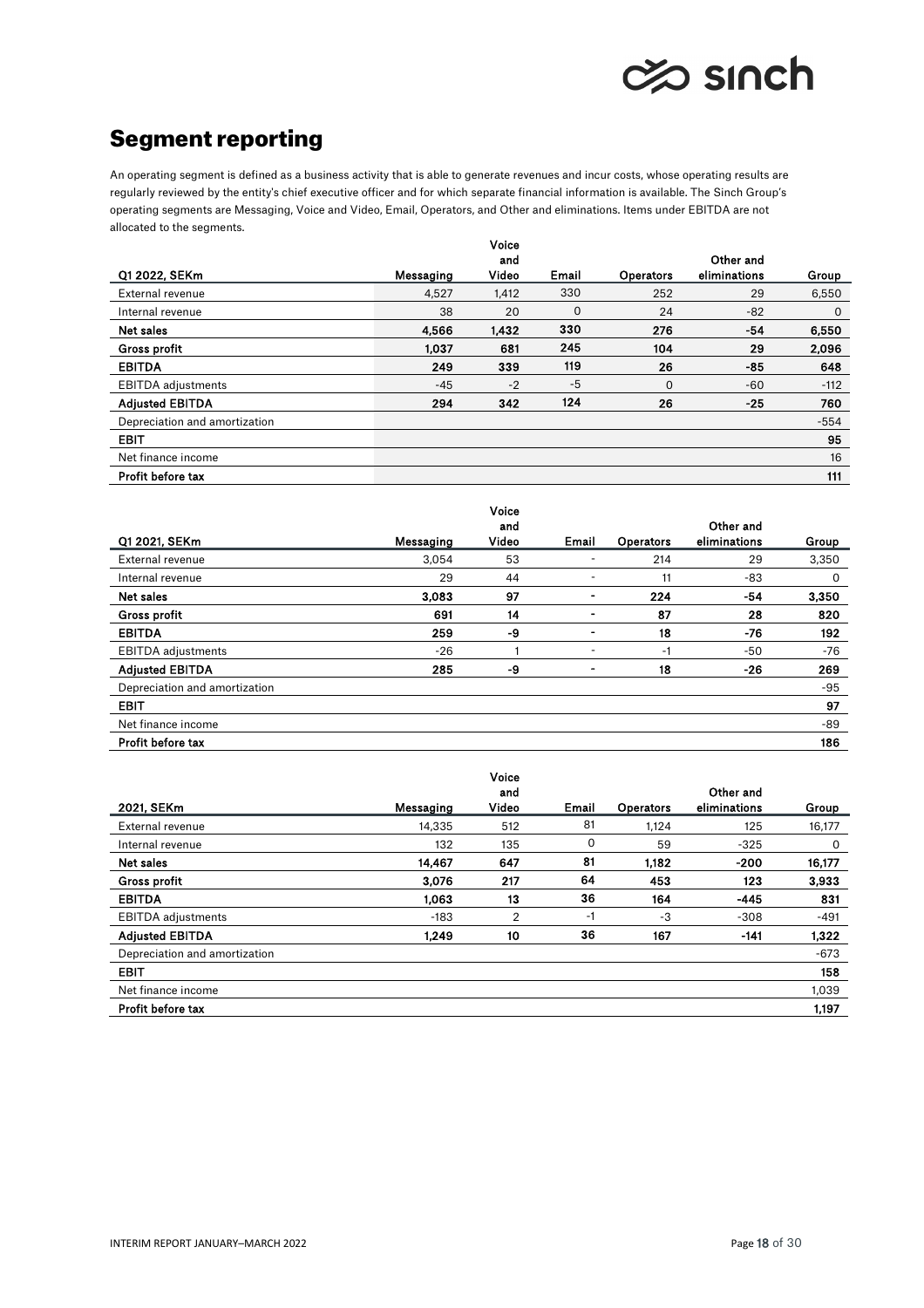# Segment reporting

An operating segment is defined as a business activity that is able to generate revenues and incur costs, whose operating results are regularly reviewed by the entity's chief executive officer and for which separate financial information is available. The Sinch Group's operating segments are Messaging, Voice and Video, Email, Operators, and Other and eliminations. Items under EBITDA are not allocated to the segments.

| Q1 2022, SEKm | Messaging | Voice and Video | Email | Operators | Other and eliminations | Group |
|---|---|---|---|---|---|---|
| External revenue | 4,527 | 1,412 | 330 | 252 | 29 | 6,550 |
| Internal revenue | 38 | 20 | 0 | 24 | -82 | 0 |
| **Net sales** | **4,566** | **1,432** | **330** | **276** | **-54** | **6,550** |
| **Gross profit** | **1,037** | **681** | **245** | **104** | **29** | **2,096** |
| **EBITDA** | **249** | **339** | **119** | **26** | **-85** | **648** |
| EBITDA adjustments | -45 | -2 | -5 | 0 | -60 | -112 |
| **Adjusted EBITDA** | **294** | **342** | **124** | **26** | **-25** | **760** |
| Depreciation and amortization | | | | | | -554 |
| **EBIT** | | | | | | **95** |
| Net finance income | | | | | | 16 |
| **Profit before tax** | | | | | | **111** |

| Q1 2021, SEKm | Messaging | Voice and Video | Email | Operators | Other and eliminations | Group |
|---|---|---|---|---|---|---|
| External revenue | 3,054 | 53 | - | 214 | 29 | 3,350 |
| Internal revenue | 29 | 44 | - | 11 | -83 | 0 |
| **Net sales** | **3,083** | **97** | **-** | **224** | **-54** | **3,350** |
| **Gross profit** | **691** | **14** | **-** | **87** | **28** | **820** |
| **EBITDA** | **259** | **-9** | **-** | **18** | **-76** | **192** |
| EBITDA adjustments | -26 | 1 | - | -1 | -50 | -76 |
| **Adjusted EBITDA** | **285** | **-9** | **-** | **18** | **-26** | **269** |
| Depreciation and amortization | | | | | | -95 |
| **EBIT** | | | | | | **97** |
| Net finance income | | | | | | -89 |
| **Profit before tax** | | | | | | **186** |

| 2021, SEKm | Messaging | Voice and Video | Email | Operators | Other and eliminations | Group |
|---|---|---|---|---|---|---|
| External revenue | 14,335 | 512 | 81 | 1,124 | 125 | 16,177 |
| Internal revenue | 132 | 135 | 0 | 59 | -325 | 0 |
| **Net sales** | **14,467** | **647** | **81** | **1,182** | **-200** | **16,177** |
| **Gross profit** | **3,076** | **217** | **64** | **453** | **123** | **3,933** |
| **EBITDA** | **1,063** | **13** | **36** | **164** | **-445** | **831** |
| EBITDA adjustments | -183 | 2 | -1 | -3 | -308 | -491 |
| **Adjusted EBITDA** | **1,249** | **10** | **36** | **167** | **-141** | **1,322** |
| Depreciation and amortization | | | | | | -673 |
| **EBIT** | | | | | | **158** |
| Net finance income | | | | | | 1,039 |
| **Profit before tax** | | | | | | **1,197** |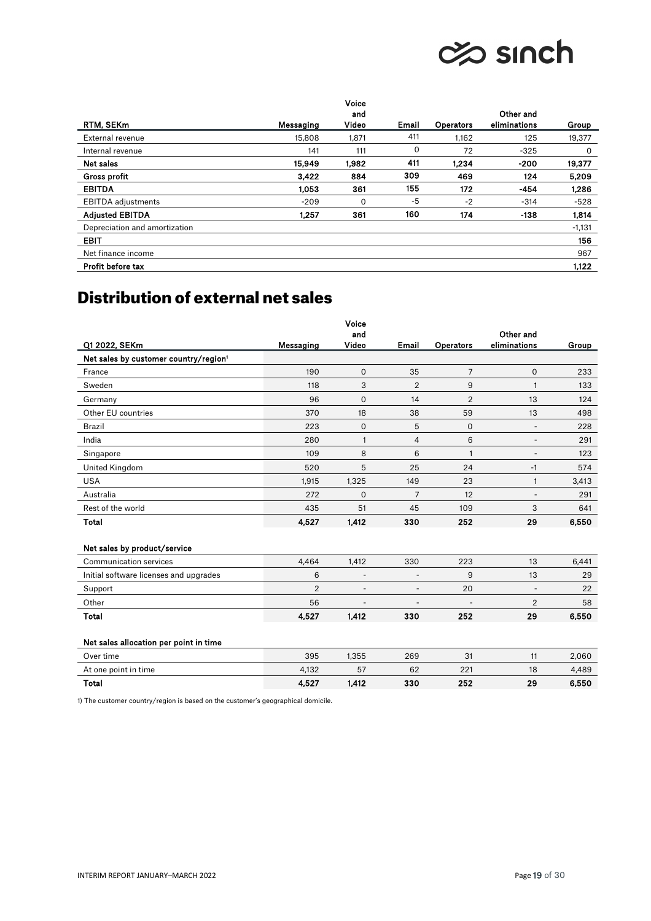| RTM, SEKm | Messaging | Voice and Video | Email | Operators | Other and eliminations | Group |
|---|---|---|---|---|---|---|
| External revenue | 15,808 | 1,871 | 411 | 1,162 | 125 | 19,377 |
| Internal revenue | 141 | 111 | 0 | 72 | -325 | 0 |
| **Net sales** | **15,949** | **1,982** | **411** | **1,234** | **-200** | **19,377** |
| **Gross profit** | **3,422** | **884** | **309** | **469** | **124** | **5,209** |
| **EBITDA** | **1,053** | **361** | **155** | **172** | **-454** | **1,286** |
| EBITDA adjustments | -209 | 0 | -5 | -2 | -314 | -528 |
| **Adjusted EBITDA** | **1,257** | **361** | **160** | **174** | **-138** | **1,814** |
| Depreciation and amortization | | | | | | -1,131 |
| **EBIT** | | | | | | **156** |
| Net finance income | | | | | | 967 |
| **Profit before tax** | | | | | | **1,122** |

# Distribution of external net sales

| Q1 2022, SEKm | Messaging | Voice and Video | Email | Operators | Other and eliminations | Group |
|---|---|---|---|---|---|---|
| **Net sales by customer country/region[1]** | | | | | | |
| France | 190 | 0 | 35 | 7 | 0 | 233 |
| Sweden | 118 | 3 | 2 | 9 | 1 | 133 |
| Germany | 96 | 0 | 14 | 2 | 13 | 124 |
| Other EU countries | 370 | 18 | 38 | 59 | 13 | 498 |
| Brazil | 223 | 0 | 5 | 0 | - | 228 |
| India | 280 | 1 | 4 | 6 | - | 291 |
| Singapore | 109 | 8 | 6 | 1 | - | 123 |
| United Kingdom | 520 | 5 | 25 | 24 | -1 | 574 |
| USA | 1,915 | 1,325 | 149 | 23 | 1 | 3,413 |
| Australia | 272 | 0 | 7 | 12 | - | 291 |
| Rest of the world | 435 | 51 | 45 | 109 | 3 | 641 |
| **Total** | **4,527** | **1,412** | **330** | **252** | **29** | **6,550** |
| | | | | | | |
| **Net sales by product/service** | | | | | | |
| Communication services | 4,464 | 1,412 | 330 | 223 | 13 | 6,441 |
| Initial software licenses and upgrades | 6 | - | - | 9 | 13 | 29 |
| Support | 2 | - | - | 20 | - | 22 |
| Other | 56 | - | - | - | 2 | 58 |
| **Total** | **4,527** | **1,412** | **330** | **252** | **29** | **6,550** |
| | | | | | | |
| **Net sales allocation per point in time** | | | | | | |
| Over time | 395 | 1,355 | 269 | 31 | 11 | 2,060 |
| At one point in time | 4,132 | 57 | 62 | 221 | 18 | 4,489 |
| **Total** | **4,527** | **1,412** | **330** | **252** | **29** | **6,550** |

1) The customer country/region is based on the customer's geographical domicile.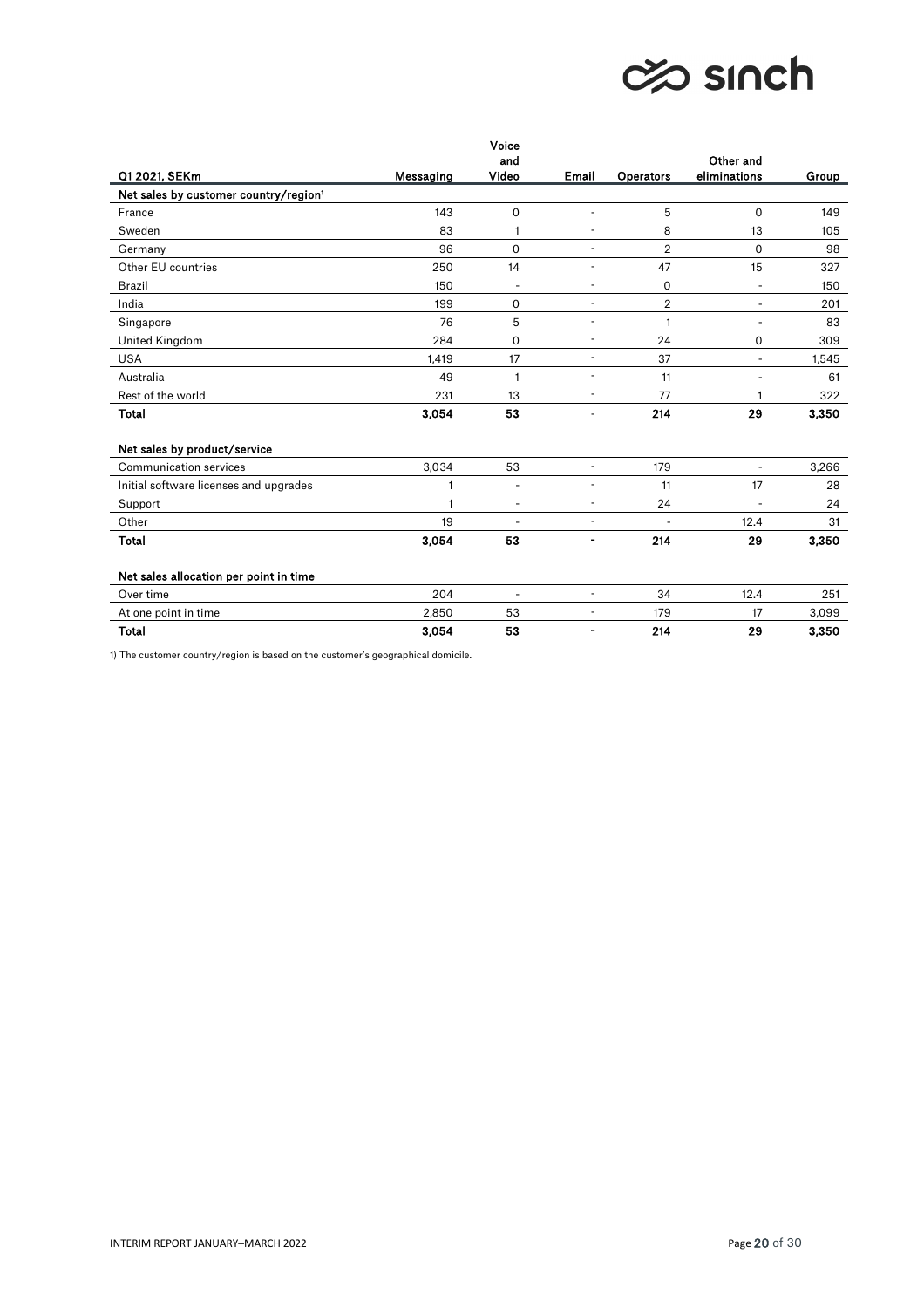| Q1 2021, SEKm | Messaging | Voice and Video | Email | Operators | Other and eliminations | Group |
|---|---|---|---|---|---|---|
| **Net sales by customer country/region[1]** | | | | | | |
| France | 143 | 0 | - | 5 | 0 | 149 |
| Sweden | 83 | 1 | - | 8 | 13 | 105 |
| Germany | 96 | 0 | - | 2 | 0 | 98 |
| Other EU countries | 250 | 14 | - | 47 | 15 | 327 |
| Brazil | 150 | - | - | 0 | - | 150 |
| India | 199 | 0 | - | 2 | - | 201 |
| Singapore | 76 | 5 | - | 1 | - | 83 |
| United Kingdom | 284 | 0 | - | 24 | 0 | 309 |
| USA | 1,419 | 17 | - | 37 | - | 1,545 |
| Australia | 49 | 1 | - | 11 | - | 61 |
| Rest of the world | 231 | 13 | - | 77 | 1 | 322 |
| **Total** | **3,054** | **53** | - | **214** | **29** | **3,350** |
| | | | | | | |
| **Net sales by product/service** | | | | | | |
| Communication services | 3,034 | 53 | - | 179 | - | 3,266 |
| Initial software licenses and upgrades | 1 | - | - | 11 | 17 | 28 |
| Support | 1 | - | - | 24 | - | 24 |
| Other | 19 | - | - | - | 12.4 | 31 |
| **Total** | **3,054** | **53** | **-** | **214** | **29** | **3,350** |
| | | | | | | |
| **Net sales allocation per point in time** | | | | | | |
| Over time | 204 | - | - | 34 | 12.4 | 251 |
| At one point in time | 2,850 | 53 | - | 179 | 17 | 3,099 |
| **Total** | **3,054** | **53** | **-** | **214** | **29** | **3,350** |

1) The customer country/region is based on the customer's geographical domicile.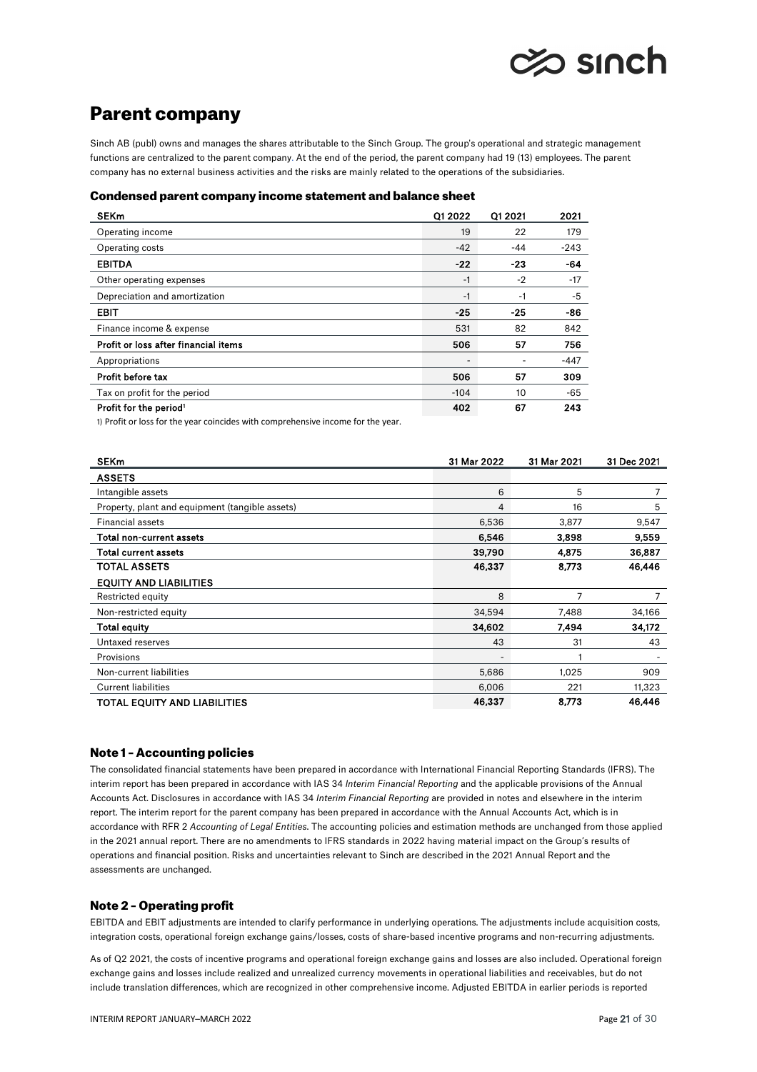# Parent company

Sinch AB (publ) owns and manages the shares attributable to the Sinch Group. The group's operational and strategic management functions are centralized to the parent company. At the end of the period, the parent company had 19 (13) employees. The parent company has no external business activities and the risks are mainly related to the operations of the subsidiaries.

### Condensed parent company income statement and balance sheet

| SEKm | Q1 2022 | Q1 2021 | 2021 |
|---|---|---|---|
| Operating income | 19 | 22 | 179 |
| Operating costs | -42 | -44 | -243 |
| **EBITDA** | **-22** | **-23** | **-64** |
| Other operating expenses | -1 | -2 | -17 |
| Depreciation and amortization | -1 | -1 | -5 |
| **EBIT** | **-25** | **-25** | **-86** |
| Finance income & expense | 531 | 82 | 842 |
| **Profit or loss after financial items** | **506** | **57** | **756** |
| Appropriations | - | - | -447 |
| **Profit before tax** | **506** | **57** | **309** |
| Tax on profit for the period | -104 | 10 | -65 |
| **Profit for the period**[1] | **402** | **67** | **243** |

1) Profit or loss for the year coincides with comprehensive income for the year.

| SEKm | 31 Mar 2022 | 31 Mar 2021 | 31 Dec 2021 |
|---|---|---|---|
| **ASSETS** | | | |
| Intangible assets | 6 | 5 | 7 |
| Property, plant and equipment (tangible assets) | 4 | 16 | 5 |
| Financial assets | 6,536 | 3,877 | 9,547 |
| **Total non-current assets** | **6,546** | **3,898** | **9,559** |
| **Total current assets** | **39,790** | **4,875** | **36,887** |
| **TOTAL ASSETS** | **46,337** | **8,773** | **46,446** |
| **EQUITY AND LIABILITIES** | | | |
| Restricted equity | 8 | 7 | 7 |
| Non-restricted equity | 34,594 | 7,488 | 34,166 |
| **Total equity** | **34,602** | **7,494** | **34,172** |
| Untaxed reserves | 43 | 31 | 43 |
| Provisions | - | 1 | - |
| Non-current liabilities | 5,686 | 1,025 | 909 |
| Current liabilities | 6,006 | 221 | 11,323 |
| **TOTAL EQUITY AND LIABILITIES** | **46,337** | **8,773** | **46,446** |

### Note 1 – Accounting policies

The consolidated financial statements have been prepared in accordance with International Financial Reporting Standards (IFRS). The interim report has been prepared in accordance with IAS 34 *Interim Financial Reporting* and the applicable provisions of the Annual Accounts Act. Disclosures in accordance with IAS 34 *Interim Financial Reporting* are provided in notes and elsewhere in the interim report. The interim report for the parent company has been prepared in accordance with the Annual Accounts Act, which is in accordance with RFR 2 *Accounting of Legal Entities*. The accounting policies and estimation methods are unchanged from those applied in the 2021 annual report. There are no amendments to IFRS standards in 2022 having material impact on the Group's results of operations and financial position. Risks and uncertainties relevant to Sinch are described in the 2021 Annual Report and the assessments are unchanged.

### Note 2 – Operating profit

EBITDA and EBIT adjustments are intended to clarify performance in underlying operations. The adjustments include acquisition costs, integration costs, operational foreign exchange gains/losses, costs of share-based incentive programs and non-recurring adjustments.

As of Q2 2021, the costs of incentive programs and operational foreign exchange gains and losses are also included. Operational foreign exchange gains and losses include realized and unrealized currency movements in operational liabilities and receivables, but do not include translation differences, which are recognized in other comprehensive income. Adjusted EBITDA in earlier periods is reported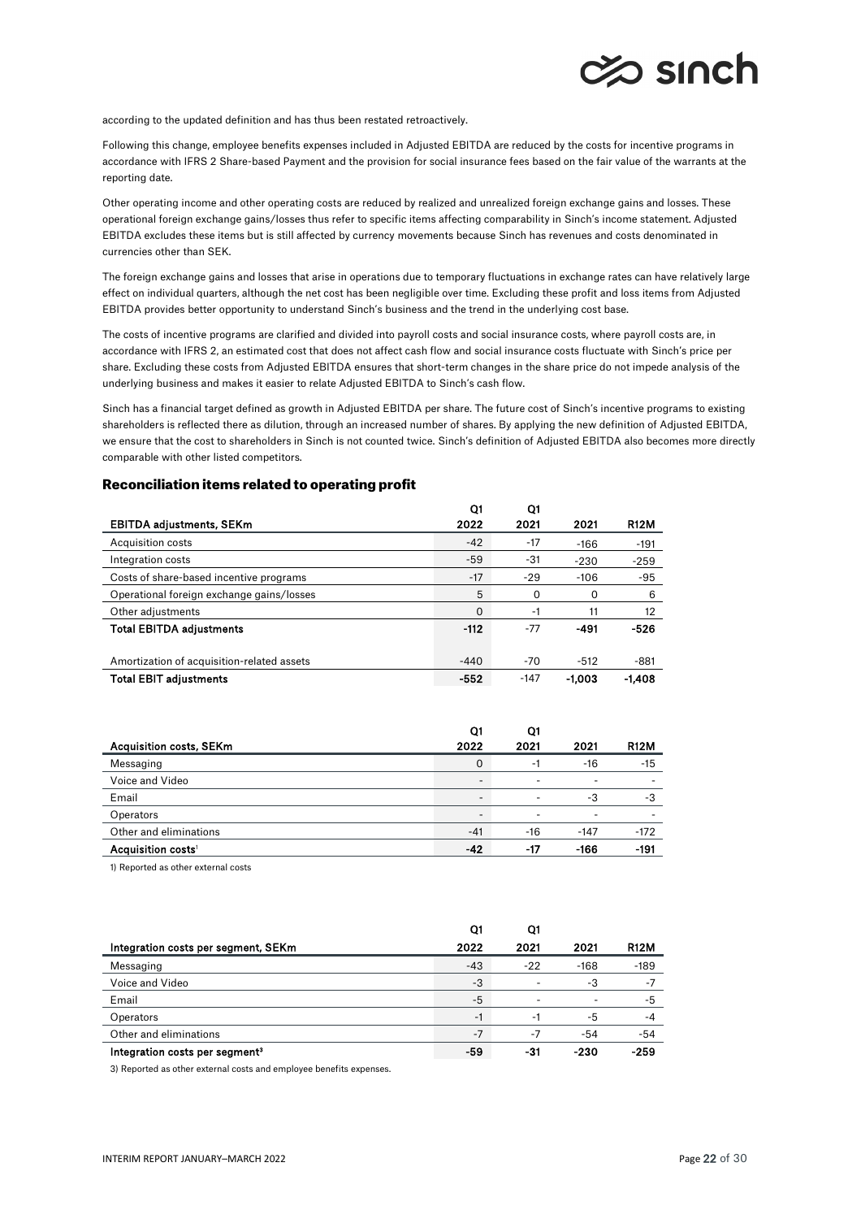according to the updated definition and has thus been restated retroactively.

Following this change, employee benefits expenses included in Adjusted EBITDA are reduced by the costs for incentive programs in accordance with IFRS 2 Share-based Payment and the provision for social insurance fees based on the fair value of the warrants at the reporting date.

Other operating income and other operating costs are reduced by realized and unrealized foreign exchange gains and losses. These operational foreign exchange gains/losses thus refer to specific items affecting comparability in Sinch's income statement. Adjusted EBITDA excludes these items but is still affected by currency movements because Sinch has revenues and costs denominated in currencies other than SEK.

The foreign exchange gains and losses that arise in operations due to temporary fluctuations in exchange rates can have relatively large effect on individual quarters, although the net cost has been negligible over time. Excluding these profit and loss items from Adjusted EBITDA provides better opportunity to understand Sinch's business and the trend in the underlying cost base.

The costs of incentive programs are clarified and divided into payroll costs and social insurance costs, where payroll costs are, in accordance with IFRS 2, an estimated cost that does not affect cash flow and social insurance costs fluctuate with Sinch's price per share. Excluding these costs from Adjusted EBITDA ensures that short-term changes in the share price do not impede analysis of the underlying business and makes it easier to relate Adjusted EBITDA to Sinch's cash flow.

Sinch has a financial target defined as growth in Adjusted EBITDA per share. The future cost of Sinch's incentive programs to existing shareholders is reflected there as dilution, through an increased number of shares. By applying the new definition of Adjusted EBITDA, we ensure that the cost to shareholders in Sinch is not counted twice. Sinch's definition of Adjusted EBITDA also becomes more directly comparable with other listed competitors.

## Reconciliation items related to operating profit

| EBITDA adjustments, SEKm | Q1 2022 | Q1 2021 | 2021 | R12M |
|---|---|---|---|---|
| Acquisition costs | -42 | -17 | -166 | -191 |
| Integration costs | -59 | -31 | -230 | -259 |
| Costs of share-based incentive programs | -17 | -29 | -106 | -95 |
| Operational foreign exchange gains/losses | 5 | 0 | 0 | 6 |
| Other adjustments | 0 | -1 | 11 | 12 |
| **Total EBITDA adjustments** | **-112** | -77 | **-491** | **-526** |
| | | | | |
| Amortization of acquisition-related assets | -440 | -70 | -512 | -881 |
| **Total EBIT adjustments** | **-552** | -147 | **-1,003** | **-1,408** |

| Acquisition costs, SEKm | Q1 2022 | Q1 2021 | 2021 | R12M |
|---|---|---|---|---|
| Messaging | 0 | -1 | -16 | -15 |
| Voice and Video | - | - | - | - |
| Email | - | - | -3 | -3 |
| Operators | - | - | - | - |
| Other and eliminations | -41 | -16 | -147 | -172 |
| **Acquisition costs[1]** | **-42** | **-17** | **-166** | **-191** |

1) Reported as other external costs

| Integration costs per segment, SEKm | Q1 2022 | Q1 2021 | 2021 | R12M |
|---|---|---|---|---|
| Messaging | -43 | -22 | -168 | -189 |
| Voice and Video | -3 | - | -3 | -7 |
| Email | -5 | - | - | -5 |
| Operators | -1 | -1 | -5 | -4 |
| Other and eliminations | -7 | -7 | -54 | -54 |
| **Integration costs per segment[3]** | **-59** | **-31** | **-230** | **-259** |

3) Reported as other external costs and employee benefits expenses.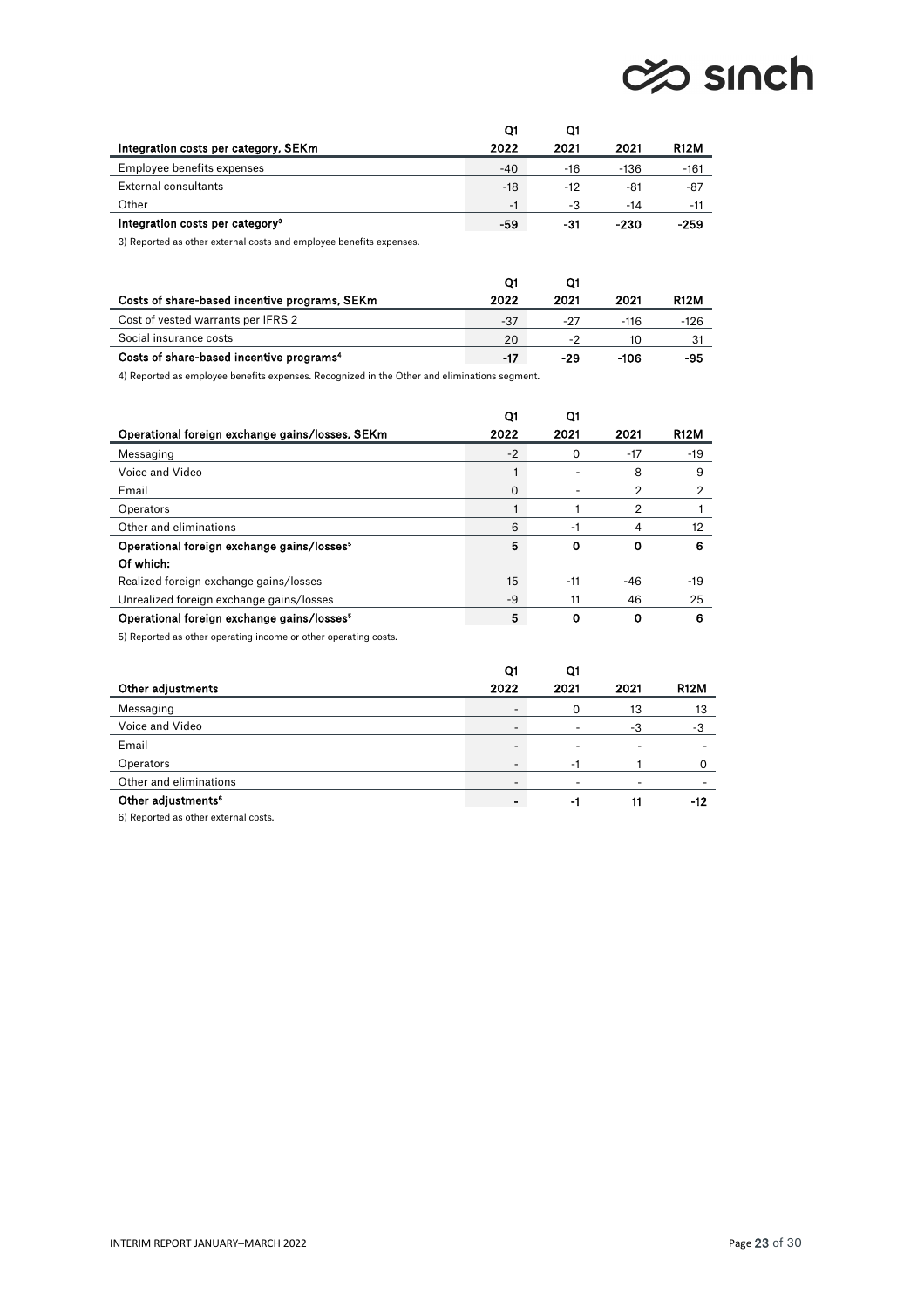| Integration costs per category, SEKm | Q1 2022 | Q1 2021 | 2021 | R12M |
|---|---|---|---|---|
| Employee benefits expenses | -40 | -16 | -136 | -161 |
| External consultants | -18 | -12 | -81 | -87 |
| Other | -1 | -3 | -14 | -11 |
| **Integration costs per category[3]** | **-59** | **-31** | **-230** | **-259** |

3) Reported as other external costs and employee benefits expenses.

| Costs of share-based incentive programs, SEKm | Q1 2022 | Q1 2021 | 2021 | R12M |
|---|---|---|---|---|
| Cost of vested warrants per IFRS 2 | -37 | -27 | -116 | -126 |
| Social insurance costs | 20 | -2 | 10 | 31 |
| **Costs of share-based incentive programs[4]** | **-17** | **-29** | **-106** | **-95** |

4) Reported as employee benefits expenses. Recognized in the Other and eliminations segment.

| Operational foreign exchange gains/losses, SEKm | Q1 2022 | Q1 2021 | 2021 | R12M |
|---|---|---|---|---|
| Messaging | -2 | 0 | -17 | -19 |
| Voice and Video | 1 | - | 8 | 9 |
| Email | 0 | - | 2 | 2 |
| Operators | 1 | 1 | 2 | 1 |
| Other and eliminations | 6 | -1 | 4 | 12 |
| **Operational foreign exchange gains/losses[5]** | **5** | **0** | **0** | **6** |
| **Of which:** | | | | |
| Realized foreign exchange gains/losses | 15 | -11 | -46 | -19 |
| Unrealized foreign exchange gains/losses | -9 | 11 | 46 | 25 |
| **Operational foreign exchange gains/losses[5]** | **5** | **0** | **0** | **6** |

5) Reported as other operating income or other operating costs.

| Other adjustments | Q1 2022 | Q1 2021 | 2021 | R12M |
|---|---|---|---|---|
| Messaging | - | 0 | 13 | 13 |
| Voice and Video | - | - | -3 | -3 |
| Email | - | - | - | - |
| Operators | - | -1 | 1 | 0 |
| Other and eliminations | - | - | - | - |
| **Other adjustments[6]** | **-** | **-1** | **11** | **-12** |

6) Reported as other external costs.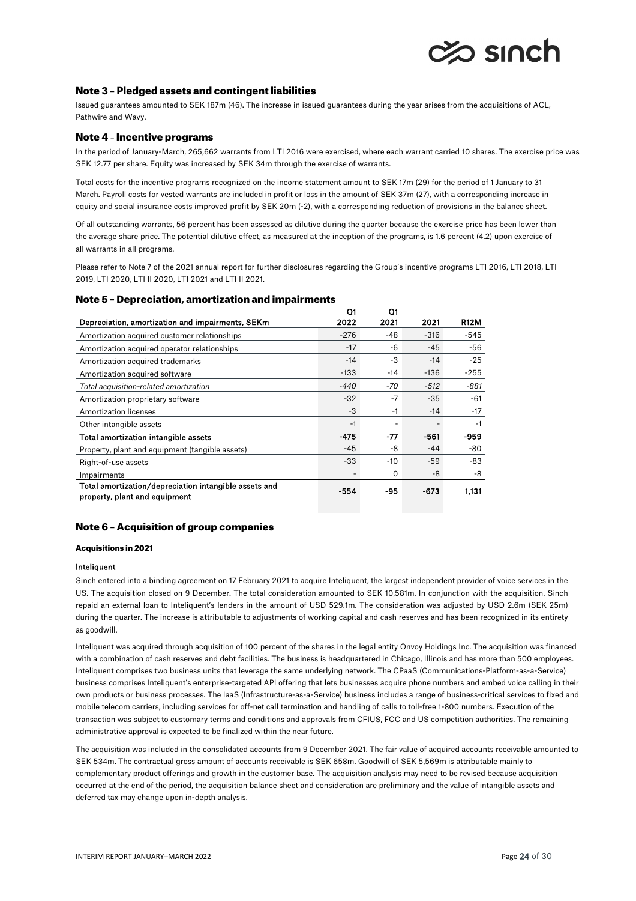## Note 3 – Pledged assets and contingent liabilities

Issued guarantees amounted to SEK 187m (46). The increase in issued guarantees during the year arises from the acquisitions of ACL, Pathwire and Wavy.

## Note 4 - Incentive programs

In the period of January-March, 265,662 warrants from LTI 2016 were exercised, where each warrant carried 10 shares. The exercise price was SEK 12.77 per share. Equity was increased by SEK 34m through the exercise of warrants.

Total costs for the incentive programs recognized on the income statement amount to SEK 17m (29) for the period of 1 January to 31 March. Payroll costs for vested warrants are included in profit or loss in the amount of SEK 37m (27), with a corresponding increase in equity and social insurance costs improved profit by SEK 20m (-2), with a corresponding reduction of provisions in the balance sheet.

Of all outstanding warrants, 56 percent has been assessed as dilutive during the quarter because the exercise price has been lower than the average share price. The potential dilutive effect, as measured at the inception of the programs, is 1.6 percent (4.2) upon exercise of all warrants in all programs.

Please refer to Note 7 of the 2021 annual report for further disclosures regarding the Group's incentive programs LTI 2016, LTI 2018, LTI 2019, LTI 2020, LTI II 2020, LTI 2021 and LTI II 2021.

## Note 5 – Depreciation, amortization and impairments

| Depreciation, amortization and impairments, SEKm | Q1 2022 | Q1 2021 | 2021 | R12M |
|---|---|---|---|---|
| Amortization acquired customer relationships | -276 | -48 | -316 | -545 |
| Amortization acquired operator relationships | -17 | -6 | -45 | -56 |
| Amortization acquired trademarks | -14 | -3 | -14 | -25 |
| Amortization acquired software | -133 | -14 | -136 | -255 |
| *Total acquisition-related amortization* | *-440* | *-70* | *-512* | *-881* |
| Amortization proprietary software | -32 | -7 | -35 | -61 |
| Amortization licenses | -3 | -1 | -14 | -17 |
| Other intangible assets | -1 | - | - | -1 |
| **Total amortization intangible assets** | **-475** | **-77** | **-561** | **-959** |
| Property, plant and equipment (tangible assets) | -45 | -8 | -44 | -80 |
| Right-of-use assets | -33 | -10 | -59 | -83 |
| Impairments | - | 0 | -8 | -8 |
| **Total amortization/depreciation intangible assets and property, plant and equipment** | **-554** | **-95** | **-673** | **1,131** |

## Note 6 – Acquisition of group companies

### Acquisitions in 2021

#### Inteliquent

Sinch entered into a binding agreement on 17 February 2021 to acquire Inteliquent, the largest independent provider of voice services in the US. The acquisition closed on 9 December. The total consideration amounted to SEK 10,581m. In conjunction with the acquisition, Sinch repaid an external loan to Inteliquent's lenders in the amount of USD 529.1m. The consideration was adjusted by USD 2.6m (SEK 25m) during the quarter. The increase is attributable to adjustments of working capital and cash reserves and has been recognized in its entirety as goodwill.

Inteliquent was acquired through acquisition of 100 percent of the shares in the legal entity Onvoy Holdings Inc. The acquisition was financed with a combination of cash reserves and debt facilities. The business is headquartered in Chicago, Illinois and has more than 500 employees. Inteliquent comprises two business units that leverage the same underlying network. The CPaaS (Communications-Platform-as-a-Service) business comprises Inteliquent's enterprise-targeted API offering that lets businesses acquire phone numbers and embed voice calling in their own products or business processes. The IaaS (Infrastructure-as-a-Service) business includes a range of business-critical services to fixed and mobile telecom carriers, including services for off-net call termination and handling of calls to toll-free 1-800 numbers. Execution of the transaction was subject to customary terms and conditions and approvals from CFIUS, FCC and US competition authorities. The remaining administrative approval is expected to be finalized within the near future.

The acquisition was included in the consolidated accounts from 9 December 2021. The fair value of acquired accounts receivable amounted to SEK 534m. The contractual gross amount of accounts receivable is SEK 658m. Goodwill of SEK 5,569m is attributable mainly to complementary product offerings and growth in the customer base. The acquisition analysis may need to be revised because acquisition occurred at the end of the period, the acquisition balance sheet and consideration are preliminary and the value of intangible assets and deferred tax may change upon in-depth analysis.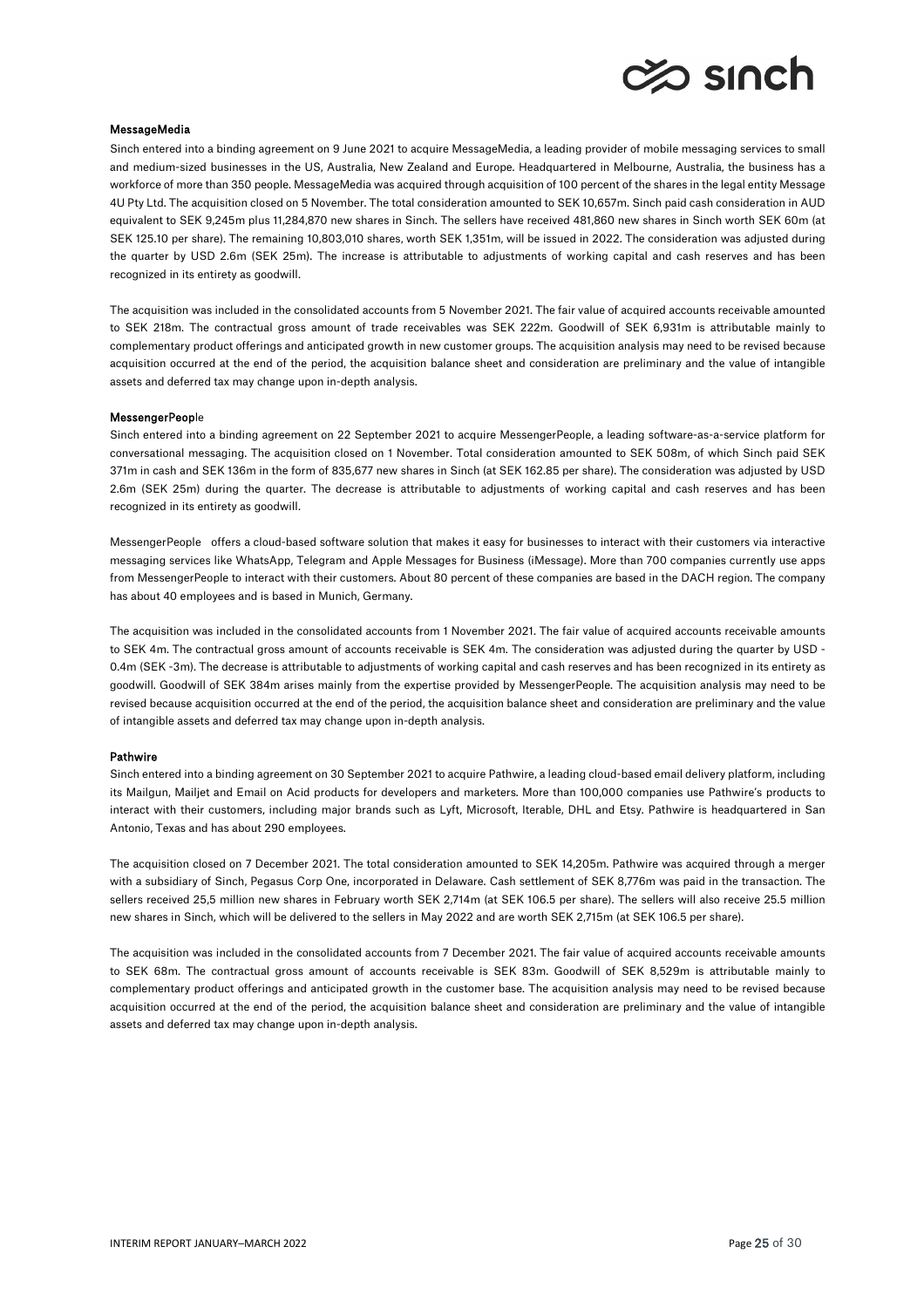### MessageMedia

Sinch entered into a binding agreement on 9 June 2021 to acquire MessageMedia, a leading provider of mobile messaging services to small and medium-sized businesses in the US, Australia, New Zealand and Europe. Headquartered in Melbourne, Australia, the business has a workforce of more than 350 people. MessageMedia was acquired through acquisition of 100 percent of the shares in the legal entity Message 4U Pty Ltd. The acquisition closed on 5 November. The total consideration amounted to SEK 10,657m. Sinch paid cash consideration in AUD equivalent to SEK 9,245m plus 11,284,870 new shares in Sinch. The sellers have received 481,860 new shares in Sinch worth SEK 60m (at SEK 125.10 per share). The remaining 10,803,010 shares, worth SEK 1,351m, will be issued in 2022. The consideration was adjusted during the quarter by USD 2.6m (SEK 25m). The increase is attributable to adjustments of working capital and cash reserves and has been recognized in its entirety as goodwill.

The acquisition was included in the consolidated accounts from 5 November 2021. The fair value of acquired accounts receivable amounted to SEK 218m. The contractual gross amount of trade receivables was SEK 222m. Goodwill of SEK 6,931m is attributable mainly to complementary product offerings and anticipated growth in new customer groups. The acquisition analysis may need to be revised because acquisition occurred at the end of the period, the acquisition balance sheet and consideration are preliminary and the value of intangible assets and deferred tax may change upon in-depth analysis.

### MessengerPeople

Sinch entered into a binding agreement on 22 September 2021 to acquire MessengerPeople, a leading software-as-a-service platform for conversational messaging. The acquisition closed on 1 November. Total consideration amounted to SEK 508m, of which Sinch paid SEK 371m in cash and SEK 136m in the form of 835,677 new shares in Sinch (at SEK 162.85 per share). The consideration was adjusted by USD 2.6m (SEK 25m) during the quarter. The decrease is attributable to adjustments of working capital and cash reserves and has been recognized in its entirety as goodwill.

MessengerPeople offers a cloud-based software solution that makes it easy for businesses to interact with their customers via interactive messaging services like WhatsApp, Telegram and Apple Messages for Business (iMessage). More than 700 companies currently use apps from MessengerPeople to interact with their customers. About 80 percent of these companies are based in the DACH region. The company has about 40 employees and is based in Munich, Germany.

The acquisition was included in the consolidated accounts from 1 November 2021. The fair value of acquired accounts receivable amounts to SEK 4m. The contractual gross amount of accounts receivable is SEK 4m. The consideration was adjusted during the quarter by USD -0.4m (SEK -3m). The decrease is attributable to adjustments of working capital and cash reserves and has been recognized in its entirety as goodwill. Goodwill of SEK 384m arises mainly from the expertise provided by MessengerPeople. The acquisition analysis may need to be revised because acquisition occurred at the end of the period, the acquisition balance sheet and consideration are preliminary and the value of intangible assets and deferred tax may change upon in-depth analysis.

### Pathwire

Sinch entered into a binding agreement on 30 September 2021 to acquire Pathwire, a leading cloud-based email delivery platform, including its Mailgun, Mailjet and Email on Acid products for developers and marketers. More than 100,000 companies use Pathwire's products to interact with their customers, including major brands such as Lyft, Microsoft, Iterable, DHL and Etsy. Pathwire is headquartered in San Antonio, Texas and has about 290 employees.

The acquisition closed on 7 December 2021. The total consideration amounted to SEK 14,205m. Pathwire was acquired through a merger with a subsidiary of Sinch, Pegasus Corp One, incorporated in Delaware. Cash settlement of SEK 8,776m was paid in the transaction. The sellers received 25,5 million new shares in February worth SEK 2,714m (at SEK 106.5 per share). The sellers will also receive 25.5 million new shares in Sinch, which will be delivered to the sellers in May 2022 and are worth SEK 2,715m (at SEK 106.5 per share).

The acquisition was included in the consolidated accounts from 7 December 2021. The fair value of acquired accounts receivable amounts to SEK 68m. The contractual gross amount of accounts receivable is SEK 83m. Goodwill of SEK 8,529m is attributable mainly to complementary product offerings and anticipated growth in the customer base. The acquisition analysis may need to be revised because acquisition occurred at the end of the period, the acquisition balance sheet and consideration are preliminary and the value of intangible assets and deferred tax may change upon in-depth analysis.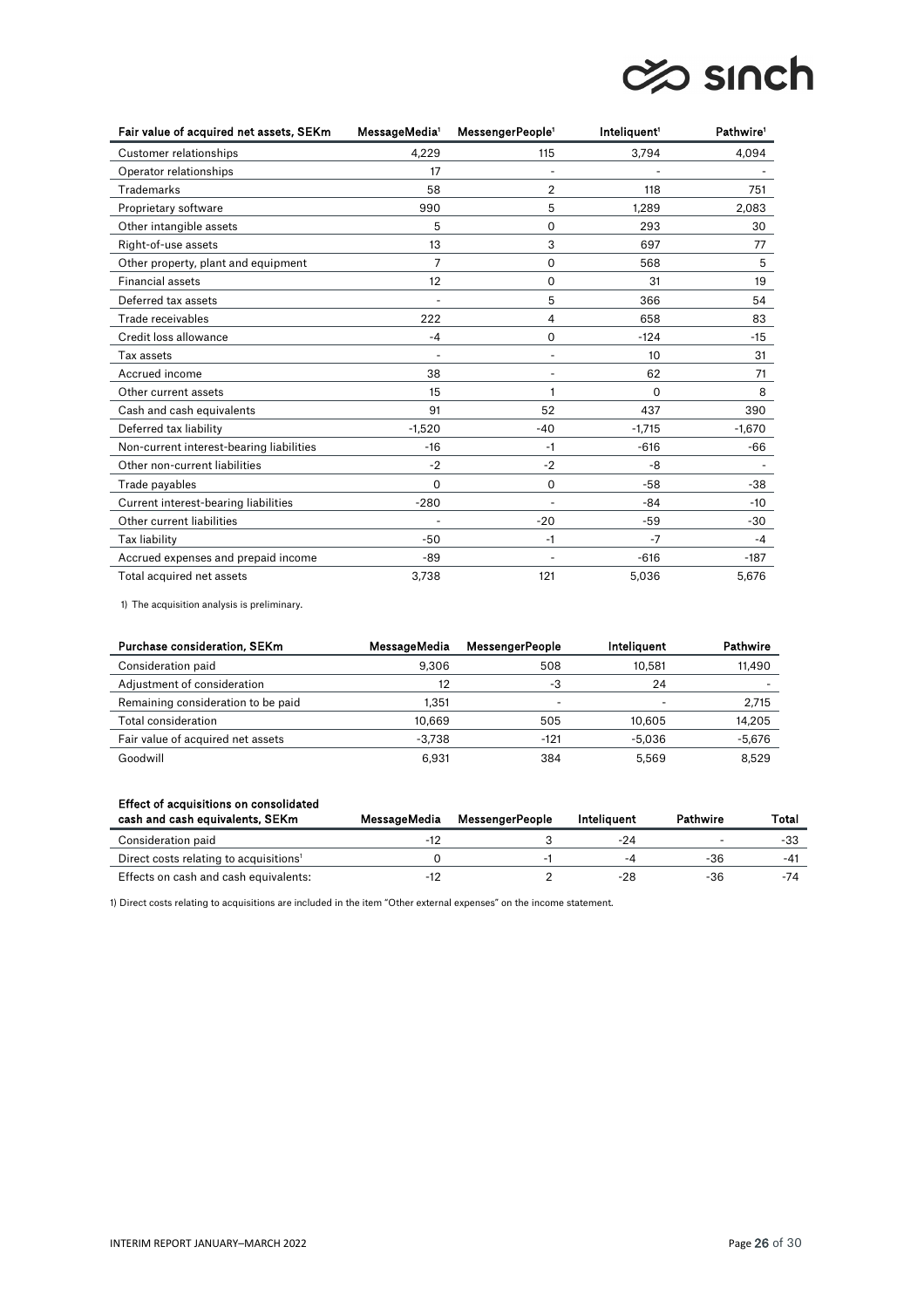| Fair value of acquired net assets, SEKm | MessageMedia[1] | MessengerPeople[1] | Inteliquent[1] | Pathwire[1] |
|---|---|---|---|---|
| Customer relationships | 4,229 | 115 | 3,794 | 4,094 |
| Operator relationships | 17 | - | - | - |
| Trademarks | 58 | 2 | 118 | 751 |
| Proprietary software | 990 | 5 | 1,289 | 2,083 |
| Other intangible assets | 5 | 0 | 293 | 30 |
| Right-of-use assets | 13 | 3 | 697 | 77 |
| Other property, plant and equipment | 7 | 0 | 568 | 5 |
| Financial assets | 12 | 0 | 31 | 19 |
| Deferred tax assets | - | 5 | 366 | 54 |
| Trade receivables | 222 | 4 | 658 | 83 |
| Credit loss allowance | -4 | 0 | -124 | -15 |
| Tax assets | - | - | 10 | 31 |
| Accrued income | 38 | - | 62 | 71 |
| Other current assets | 15 | 1 | 0 | 8 |
| Cash and cash equivalents | 91 | 52 | 437 | 390 |
| Deferred tax liability | -1,520 | -40 | -1,715 | -1,670 |
| Non-current interest-bearing liabilities | -16 | -1 | -616 | -66 |
| Other non-current liabilities | -2 | -2 | -8 | - |
| Trade payables | 0 | 0 | -58 | -38 |
| Current interest-bearing liabilities | -280 | - | -84 | -10 |
| Other current liabilities | - | -20 | -59 | -30 |
| Tax liability | -50 | -1 | -7 | -4 |
| Accrued expenses and prepaid income | -89 | - | -616 | -187 |
| Total acquired net assets | 3,738 | 121 | 5,036 | 5,676 |

1) The acquisition analysis is preliminary.

| Purchase consideration, SEKm | MessageMedia | MessengerPeople | Inteliquent | Pathwire |
|---|---|---|---|---|
| Consideration paid | 9,306 | 508 | 10,581 | 11,490 |
| Adjustment of consideration | 12 | -3 | 24 | - |
| Remaining consideration to be paid | 1,351 | - | - | 2,715 |
| Total consideration | 10,669 | 505 | 10,605 | 14,205 |
| Fair value of acquired net assets | -3,738 | -121 | -5,036 | -5,676 |
| Goodwill | 6,931 | 384 | 5,569 | 8,529 |

| Effect of acquisitions on consolidated cash and cash equivalents, SEKm | MessageMedia | MessengerPeople | Inteliquent | Pathwire | Total |
|---|---|---|---|---|---|
| Consideration paid | -12 | 3 | -24 | - | -33 |
| Direct costs relating to acquisitions[1] | 0 | -1 | -4 | -36 | -41 |
| Effects on cash and cash equivalents: | -12 | 2 | -28 | -36 | -74 |

1) Direct costs relating to acquisitions are included in the item "Other external expenses" on the income statement.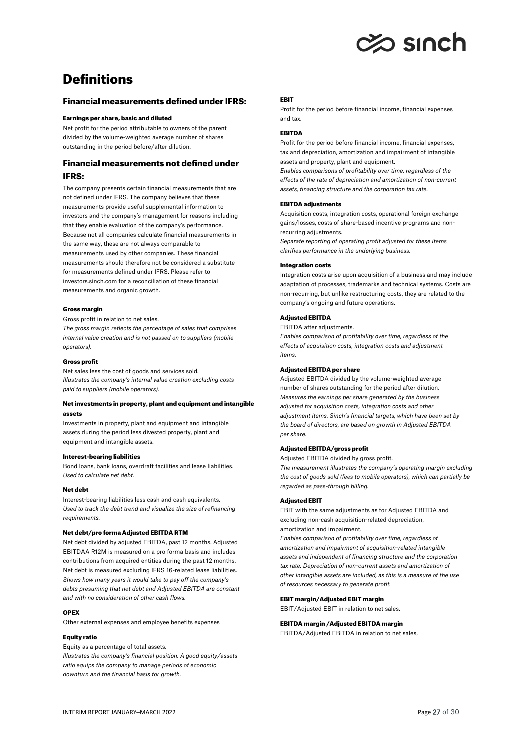# Definitions

## Financial measurements defined under IFRS:

#### Earnings per share, basic and diluted

Net profit for the period attributable to owners of the parent divided by the volume-weighted average number of shares outstanding in the period before/after dilution.

## Financial measurements not defined under IFRS:

The company presents certain financial measurements that are not defined under IFRS. The company believes that these measurements provide useful supplemental information to investors and the company's management for reasons including that they enable evaluation of the company's performance. Because not all companies calculate financial measurements in the same way, these are not always comparable to measurements used by other companies. These financial measurements should therefore not be considered a substitute for measurements defined under IFRS. Please refer to investors.sinch.com for a reconciliation of these financial measurements and organic growth.

#### Gross margin

Gross profit in relation to net sales.
*The gross margin reflects the percentage of sales that comprises internal value creation and is not passed on to suppliers (mobile operators).*

#### Gross profit

Net sales less the cost of goods and services sold.
*Illustrates the company's internal value creation excluding costs paid to suppliers (mobile operators).*

#### Net investments in property, plant and equipment and intangible assets

Investments in property, plant and equipment and intangible assets during the period less divested property, plant and equipment and intangible assets.

#### Interest-bearing liabilities

Bond loans, bank loans, overdraft facilities and lease liabilities.
*Used to calculate net debt.*

#### Net debt

Interest-bearing liabilities less cash and cash equivalents.
*Used to track the debt trend and visualize the size of refinancing requirements.*

#### Net debt/pro forma Adjusted EBITDA RTM

Net debt divided by adjusted EBITDA, past 12 months. Adjusted EBITDAA R12M is measured on a pro forma basis and includes contributions from acquired entities during the past 12 months. Net debt is measured excluding IFRS 16-related lease liabilities.
*Shows how many years it would take to pay off the company's debts presuming that net debt and Adjusted EBITDA are constant and with no consideration of other cash flows.*

#### OPEX

Other external expenses and employee benefits expenses

#### Equity ratio

Equity as a percentage of total assets.
*Illustrates the company's financial position. A good equity/assets ratio equips the company to manage periods of economic downturn and the financial basis for growth.*

#### EBIT

Profit for the period before financial income, financial expenses and tax.

#### EBITDA

Profit for the period before financial income, financial expenses, tax and depreciation, amortization and impairment of intangible assets and property, plant and equipment.
*Enables comparisons of profitability over time, regardless of the effects of the rate of depreciation and amortization of non-current assets, financing structure and the corporation tax rate.*

#### EBITDA adjustments

Acquisition costs, integration costs, operational foreign exchange gains/losses, costs of share-based incentive programs and non-recurring adjustments.
*Separate reporting of operating profit adjusted for these items clarifies performance in the underlying business.*

#### Integration costs

Integration costs arise upon acquisition of a business and may include adaptation of processes, trademarks and technical systems. Costs are non-recurring, but unlike restructuring costs, they are related to the company's ongoing and future operations.

#### Adjusted EBITDA

EBITDA after adjustments.
*Enables comparison of profitability over time, regardless of the effects of acquisition costs, integration costs and adjustment items.*

#### Adjusted EBITDA per share

Adjusted EBITDA divided by the volume-weighted average number of shares outstanding for the period after dilution.
*Measures the earnings per share generated by the business adjusted for acquisition costs, integration costs and other adjustment items. Sinch's financial targets, which have been set by the board of directors, are based on growth in Adjusted EBITDA per share.*

#### Adjusted EBITDA/gross profit

Adjusted EBITDA divided by gross profit.
*The measurement illustrates the company's operating margin excluding the cost of goods sold (fees to mobile operators), which can partially be regarded as pass-through billing.*

#### Adjusted EBIT

EBIT with the same adjustments as for Adjusted EBITDA and excluding non-cash acquisition-related depreciation, amortization and impairment.
*Enables comparison of profitability over time, regardless of amortization and impairment of acquisition-related intangible assets and independent of financing structure and the corporation tax rate. Depreciation of non-current assets and amortization of other intangible assets are included, as this is a measure of the use of resources necessary to generate profit.*

#### EBIT margin/Adjusted EBIT margin

EBIT/Adjusted EBIT in relation to net sales.

#### EBITDA margin /Adjusted EBITDA margin

EBITDA/Adjusted EBITDA in relation to net sales,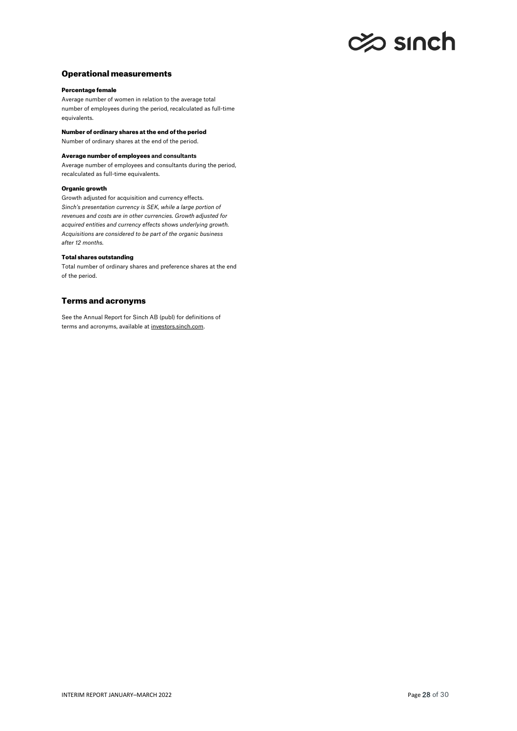## Operational measurements

#### Percentage female

Average number of women in relation to the average total number of employees during the period, recalculated as full-time equivalents.

#### Number of ordinary shares at the end of the period

Number of ordinary shares at the end of the period.

#### Average number of employees and consultants

Average number of employees and consultants during the period, recalculated as full-time equivalents.

#### Organic growth

Growth adjusted for acquisition and currency effects.
*Sinch's presentation currency is SEK, while a large portion of revenues and costs are in other currencies. Growth adjusted for acquired entities and currency effects shows underlying growth. Acquisitions are considered to be part of the organic business after 12 months.*

#### Total shares outstanding

Total number of ordinary shares and preference shares at the end of the period.

## Terms and acronyms

See the Annual Report for Sinch AB (publ) for definitions of terms and acronyms, available at investors.sinch.com.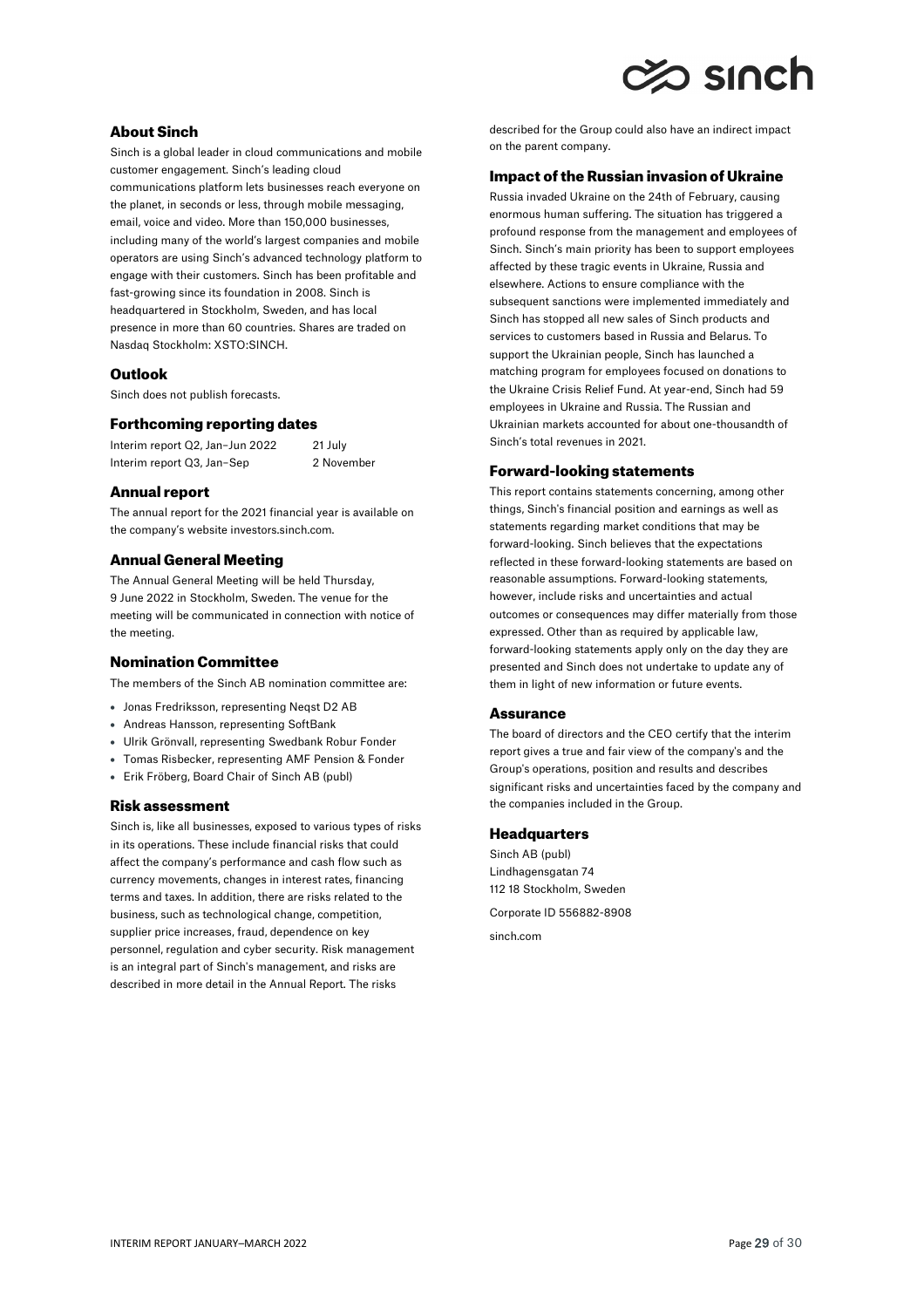## About Sinch

Sinch is a global leader in cloud communications and mobile customer engagement. Sinch's leading cloud communications platform lets businesses reach everyone on the planet, in seconds or less, through mobile messaging, email, voice and video. More than 150,000 businesses, including many of the world's largest companies and mobile operators are using Sinch's advanced technology platform to engage with their customers. Sinch has been profitable and fast-growing since its foundation in 2008. Sinch is headquartered in Stockholm, Sweden, and has local presence in more than 60 countries. Shares are traded on Nasdaq Stockholm: XSTO:SINCH.

## Outlook

Sinch does not publish forecasts.

## Forthcoming reporting dates

| | |
|---|---|
| Interim report Q2, Jan–Jun 2022 | 21 July |
| Interim report Q3, Jan–Sep | 2 November |

## Annual report

The annual report for the 2021 financial year is available on the company's website investors.sinch.com.

## Annual General Meeting

The Annual General Meeting will be held Thursday, 9 June 2022 in Stockholm, Sweden. The venue for the meeting will be communicated in connection with notice of the meeting.

## Nomination Committee

The members of the Sinch AB nomination committee are:

- Jonas Fredriksson, representing Neqst D2 AB
- Andreas Hansson, representing SoftBank
- Ulrik Grönvall, representing Swedbank Robur Fonder
- Tomas Risbecker, representing AMF Pension & Fonder
- Erik Fröberg, Board Chair of Sinch AB (publ)

## Risk assessment

Sinch is, like all businesses, exposed to various types of risks in its operations. These include financial risks that could affect the company's performance and cash flow such as currency movements, changes in interest rates, financing terms and taxes. In addition, there are risks related to the business, such as technological change, competition, supplier price increases, fraud, dependence on key personnel, regulation and cyber security. Risk management is an integral part of Sinch's management, and risks are described in more detail in the Annual Report. The risks described for the Group could also have an indirect impact on the parent company.

## Impact of the Russian invasion of Ukraine

Russia invaded Ukraine on the 24th of February, causing enormous human suffering. The situation has triggered a profound response from the management and employees of Sinch. Sinch's main priority has been to support employees affected by these tragic events in Ukraine, Russia and elsewhere. Actions to ensure compliance with the subsequent sanctions were implemented immediately and Sinch has stopped all new sales of Sinch products and services to customers based in Russia and Belarus. To support the Ukrainian people, Sinch has launched a matching program for employees focused on donations to the Ukraine Crisis Relief Fund. At year-end, Sinch had 59 employees in Ukraine and Russia. The Russian and Ukrainian markets accounted for about one-thousandth of Sinch's total revenues in 2021.

## Forward-looking statements

This report contains statements concerning, among other things, Sinch's financial position and earnings as well as statements regarding market conditions that may be forward-looking. Sinch believes that the expectations reflected in these forward-looking statements are based on reasonable assumptions. Forward-looking statements, however, include risks and uncertainties and actual outcomes or consequences may differ materially from those expressed. Other than as required by applicable law, forward-looking statements apply only on the day they are presented and Sinch does not undertake to update any of them in light of new information or future events.

## Assurance

The board of directors and the CEO certify that the interim report gives a true and fair view of the company's and the Group's operations, position and results and describes significant risks and uncertainties faced by the company and the companies included in the Group.

## Headquarters

Sinch AB (publ)
Lindhagensgatan 74
112 18 Stockholm, Sweden

Corporate ID 556882-8908

sinch.com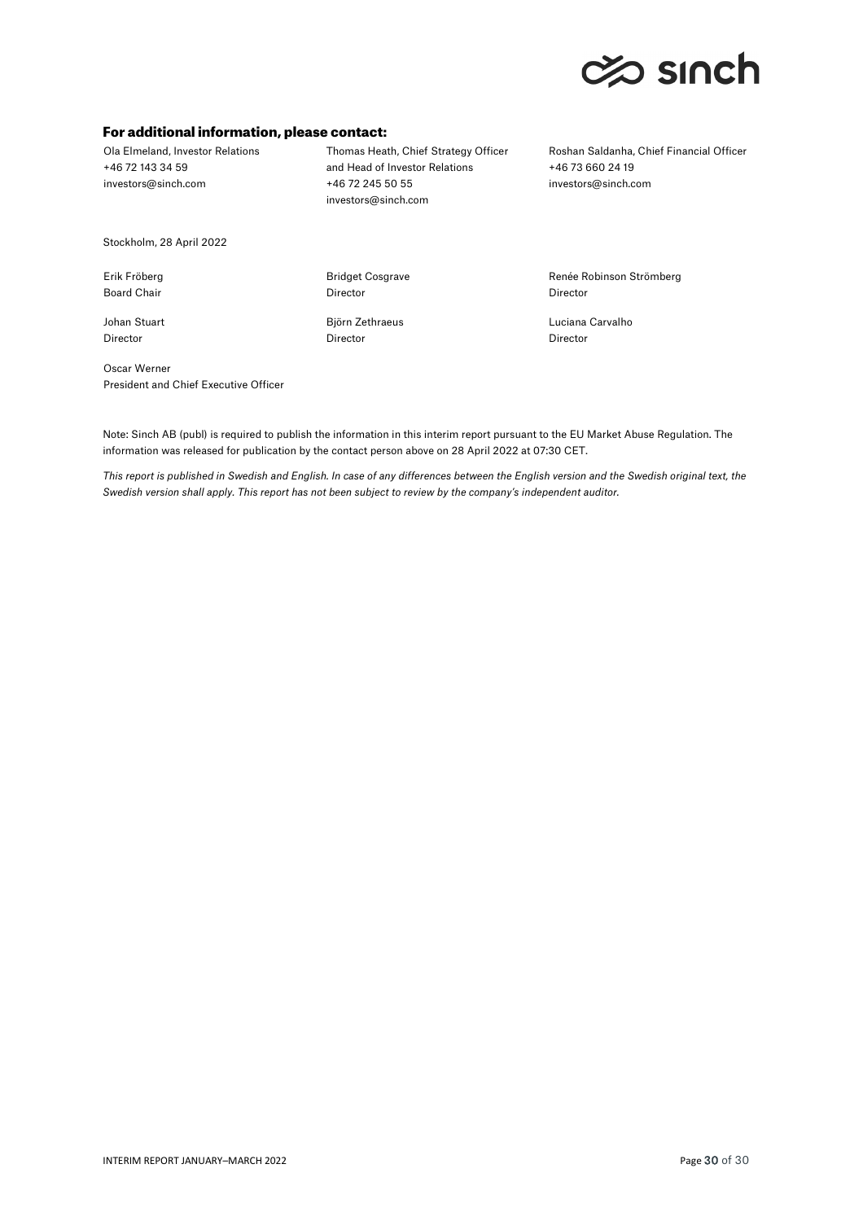## For additional information, please contact:

Ola Elmeland, Investor Relations
+46 72 143 34 59
investors@sinch.com

Thomas Heath, Chief Strategy Officer and Head of Investor Relations
+46 72 245 50 55
investors@sinch.com

Roshan Saldanha, Chief Financial Officer
+46 73 660 24 19
investors@sinch.com

Stockholm, 28 April 2022

Erik Fröberg
Board Chair

Bridget Cosgrave
Director

Renée Robinson Strömberg
Director

Johan Stuart
Director

Björn Zethraeus
Director

Luciana Carvalho
Director

Oscar Werner
President and Chief Executive Officer

Note: Sinch AB (publ) is required to publish the information in this interim report pursuant to the EU Market Abuse Regulation. The information was released for publication by the contact person above on 28 April 2022 at 07:30 CET.

*This report is published in Swedish and English. In case of any differences between the English version and the Swedish original text, the Swedish version shall apply. This report has not been subject to review by the company's independent auditor.*